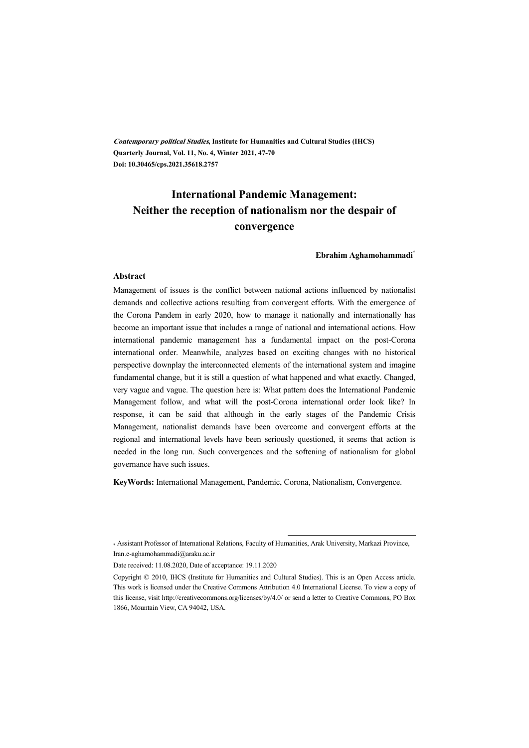*Contemporary political Studies*, **Institute for Humanities and Cultural Studies (IHCS)**
**Quarterly Journal, Vol. 11, No. 4, Winter 2021, 47-70**
**Doi: 10.30465/cps.2021.35618.2757**

# International Pandemic Management: Neither the reception of nationalism nor the despair of convergence

**Ebrahim Aghamohammadi***

### Abstract

Management of issues is the conflict between national actions influenced by nationalist demands and collective actions resulting from convergent efforts. With the emergence of the Corona Pandem in early 2020, how to manage it nationally and internationally has become an important issue that includes a range of national and international actions. How international pandemic management has a fundamental impact on the post-Corona international order. Meanwhile, analyzes based on exciting changes with no historical perspective downplay the interconnected elements of the international system and imagine fundamental change, but it is still a question of what happened and what exactly. Changed, very vague and vague. The question here is: What pattern does the International Pandemic Management follow, and what will the post-Corona international order look like? In response, it can be said that although in the early stages of the Pandemic Crisis Management, nationalist demands have been overcome and convergent efforts at the regional and international levels have been seriously questioned, it seems that action is needed in the long run. Such convergences and the softening of nationalism for global governance have such issues.

**KeyWords:** International Management, Pandemic, Corona, Nationalism, Convergence.

---

* Assistant Professor of International Relations, Faculty of Humanities, Arak University, Markazi Province, Iran.e-aghamohammadi@araku.ac.ir

Date received: 11.08.2020, Date of acceptance: 19.11.2020

Copyright © 2010, IHCS (Institute for Humanities and Cultural Studies). This is an Open Access article. This work is licensed under the Creative Commons Attribution 4.0 International License. To view a copy of this license, visit http://creativecommons.org/licenses/by/4.0/ or send a letter to Creative Commons, PO Box 1866, Mountain View, CA 94042, USA.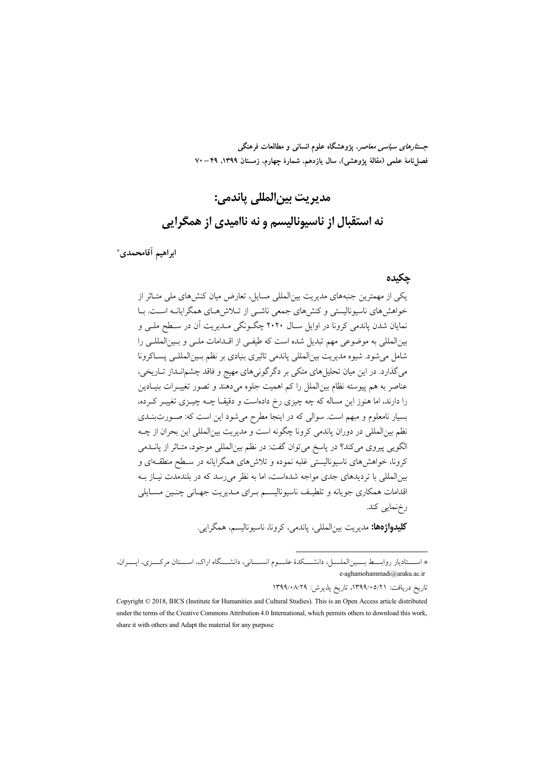# مدیریت بین‌المللی پاندمی: نه استقبال از ناسیونالیسم و نه ناامیدی از همگرایی

**ابراهیم آقامحمدی***

## چکیده

یکی از مهمترین جنبه‌های مدیریت بین‌المللی مسایل، تعارض میان کنش‌های ملی متاثر از خواهش‌های ناسیونالیستی و کنش‌های جمعی ناشی از تلاش‌های همگرایانه است. با نمایان شدن پاندمی کرونا در اوایل سال ۲۰۲۰ چگونگی مدیریت آن در سطح ملی و بین‌المللی به موضوعی مهم تبدیل شده است که طیفی از اقدامات ملی و بین‌المللی را شامل می‌شود. شیوه مدیریت بین‌المللی پاندمی تاثیری بنیادی بر نظم بین‌المللی پساکرونا می‌گذارد. در این میان تحلیل‌های متکی بر دگرگونی‌های مهیج و فاقد چشم‌انداز تاریخی، عناصر به هم پیوسته نظام بین‌الملل را کم اهمیت جلوه می‌دهند و تصور تغییرات بنیادین را دارند، اما هنوز این مساله که چه چیزی رخ داده‌است و دقیقا چه چیزی تغییر کرده، بسیار نامعلوم و مبهم است. سوالی که در اینجا مطرح می‌شود این است که: صورت‌بندی نظم بین‌المللی در دوران پاندمی کرونا چگونه است و مدیریت بین‌المللی این بحران از چه الگویی پیروی می‌کند؟ در پاسخ می‌توان گفت: در نظم بین‌المللی موجود، متاثر از پاندمی کرونا، خواهش‌های ناسیونالیستی غلبه نموده و تلاش‌های همگرایانه در سطح منطقه‌ای و بین‌المللی با تردیدهای جدی مواجه شده‌است، اما به نظر می‌رسد که در بلندمدت نیاز به اقدامات همکاری جویانه و تلطیف ناسیونالیسم برای مدیریت جهانی چنین مسایلی رخ‌نمایی کند.

**کلیدواژه‌ها:** مدیریت بین‌المللی، پاندمی، کرونا، ناسیونالیسم، همگرایی.

---

* استادیار روابط بین‌الملل، دانشکدهٔ علوم انسانی، دانشگاه اراک، استان مرکزی، ایران، e-aghamohammadi@araku.ac.ir

تاریخ دریافت: ۱۳۹۹/۰۵/۲۱، تاریخ پذیرش: ۱۳۹۹/۰۸/۲۹

Copyright © 2018, IHCS (Institute for Humanities and Cultural Studies). This is an Open Access article distributed under the terms of the Creative Commons Attribution 4.0 International, which permits others to download this work, share it with others and Adapt the material for any purpose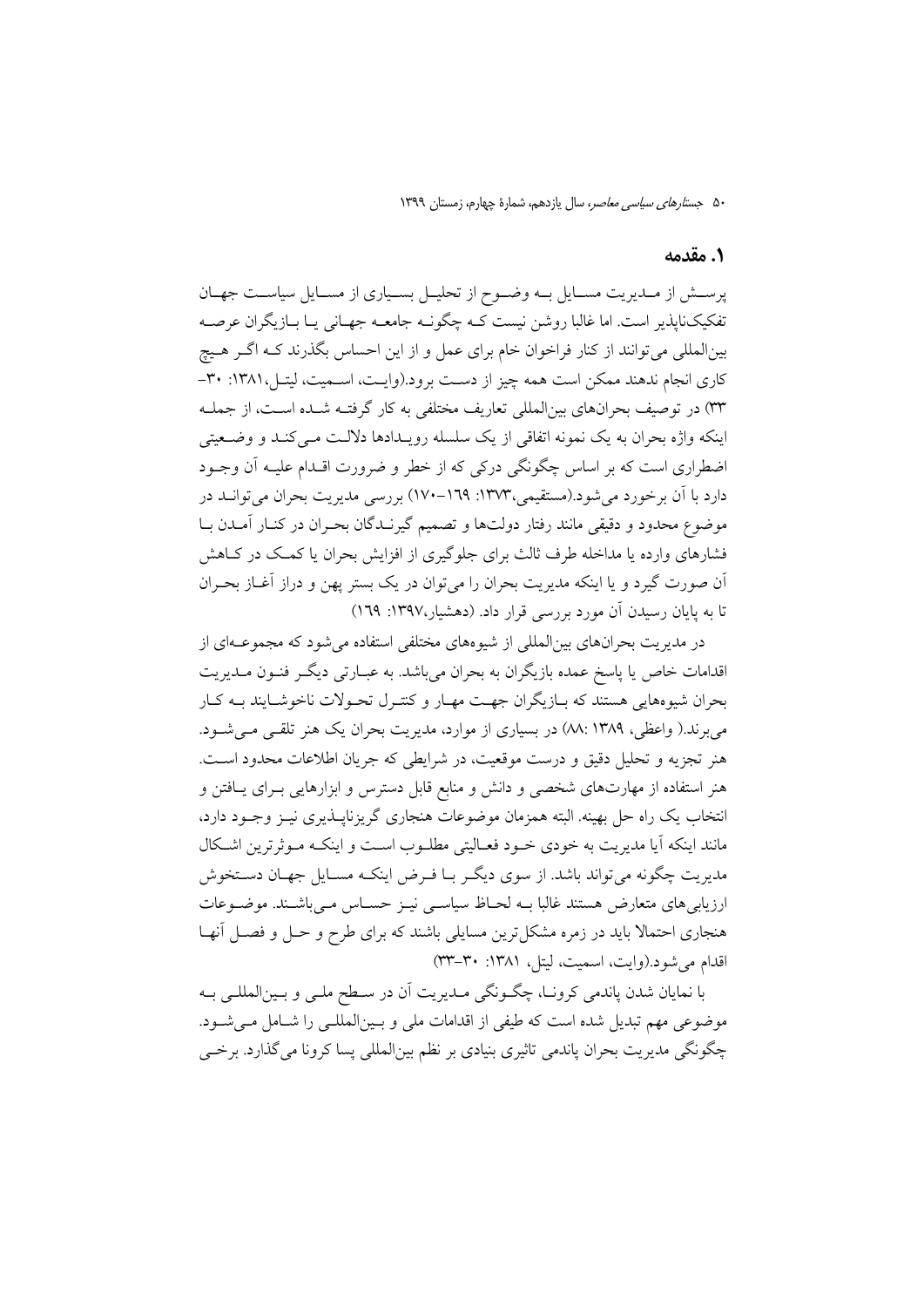## ۱. مقدمه

پرسش از مدیریت مسایل به وضوح از تحلیل بسیاری از مسایل سیاست جهان تفکیک‌ناپذیر است. اما غالبا روشن نیست که چگونه جامعه جهانی یا بازیگران عرصه بین‌المللی می‌توانند از کنار فراخوان خام برای عمل و از این احساس بگذرند که اگر هیچ کاری انجام ندهند ممکن است همه چیز از دست برود.(وایت، اسمیت، لیتل،۱۳۸۱: ۳۰–۳۳) در توصیف بحران‌های بین‌المللی تعاریف مختلفی به کار گرفته شده است، از جمله اینکه واژه بحران به یک نمونه اتفاقی از یک سلسله رویدادها دلالت می‌کند و وضعیتی اضطراری است که بر اساس چگونگی درکی که از خطر و ضرورت اقدام علیه آن وجود دارد با آن برخورد می‌شود.(مستقیمی،۱۳۷۳: ۱۶۹–۱۷۰) بررسی مدیریت بحران می‌تواند در موضوع محدود و دقیقی مانند رفتار دولت‌ها و تصمیم گیرندگان بحران در کنار آمدن با فشارهای وارده یا مداخله طرف ثالث برای جلوگیری از افزایش بحران یا کمک در کاهش آن صورت گیرد و یا اینکه مدیریت بحران را می‌توان در یک بستر پهن و دراز آغاز بحران تا به پایان رسیدن آن مورد بررسی قرار داد. (دهشیار،۱۳۹۷: ۱۶۹)

در مدیریت بحران‌های بین‌المللی از شیوه‌های مختلفی استفاده می‌شود که مجموعه‌ای از اقدامات خاص یا پاسخ عمده بازیگران به بحران می‌باشد. به عبارتی دیگر فنون مدیریت بحران شیوه‌هایی هستند که بازیگران جهت مهار و کنترل تحولات ناخوشایند به کار می‌برند.( واعظی، ۱۳۸۹ :۸۸) در بسیاری از موارد، مدیریت بحران یک هنر تلقی می‌شود. هنر تجزیه و تحلیل دقیق و درست موقعیت، در شرایطی که جریان اطلاعات محدود است. هنر استفاده از مهارت‌های شخصی و دانش و منابع قابل دسترس و ابزارهایی برای یافتن و انتخاب یک راه حل بهینه. البته همزمان موضوعات هنجاری گریزناپذیری نیز وجود دارد، مانند اینکه آیا مدیریت به خودی خود فعالیتی مطلوب است و اینکه موثرترین اشکال مدیریت چگونه می‌تواند باشد. از سوی دیگر با فرض اینکه مسایل جهان دستخوش ارزیابی‌های متعارض هستند غالبا به لحاظ سیاسی نیز حساس می‌باشند. موضوعات هنجاری احتمالا باید در زمره مشکل‌ترین مسایلی باشند که برای طرح و حل و فصل آنها اقدام می‌شود.(وایت، اسمیت، لیتل، ۱۳۸۱: ۳۰–۳۳)

با نمایان شدن پاندمی کرونا، چگونگی مدیریت آن در سطح ملی و بین‌المللی به موضوعی مهم تبدیل شده است که طیفی از اقدامات ملی و بین‌المللی را شامل می‌شود. چگونگی مدیریت بحران پاندمی تاثیری بنیادی بر نظم بین‌المللی پسا کرونا می‌گذارد. برخی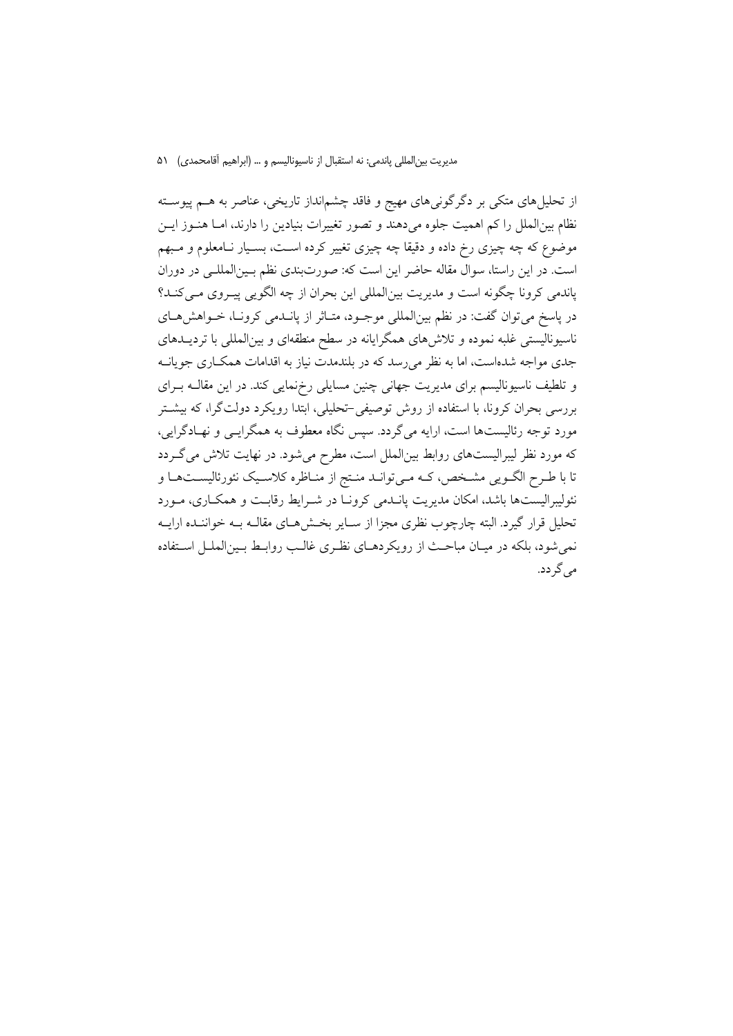از تحلیل‌های متکی بر دگرگونی‌های مهیج و فاقد چشم‌انداز تاریخی، عناصر به هم پیوسته نظام بین‌الملل را کم اهمیت جلوه می‌دهند و تصور تغییرات بنیادین را دارند، اما هنوز این موضوع که چه چیزی رخ داده و دقیقا چه چیزی تغییر کرده است، بسیار نامعلوم و مبهم است. در این راستا، سوال مقاله حاضر این است که: صورت‌بندی نظم بین‌المللی در دوران پاندمی کرونا چگونه است و مدیریت بین‌المللی این بحران از چه الگویی پیروی می‌کند؟ در پاسخ می‌توان گفت: در نظم بین‌المللی موجود، متاثر از پاندمی کرونا، خواهش‌های ناسیونالیستی غلبه نموده و تلاش‌های همگرایانه در سطح منطقه‌ای و بین‌المللی با تردیدهای جدی مواجه شده‌است، اما به نظر می‌رسد که در بلندمدت نیاز به اقدامات همکاری جویانه و تلطیف ناسیونالیسم برای مدیریت جهانی چنین مسایلی رخ‌نمایی کند. در این مقاله برای بررسی بحران کرونا، با استفاده از روش توصیفی-تحلیلی، ابتدا رویکرد دولت‌گرا، که بیشتر مورد توجه رئالیست‌ها است، ارایه می‌گردد. سپس نگاه معطوف به همگرایی و نهادگرایی، که مورد نظر لیبرالیست‌های روابط بین‌الملل است، مطرح می‌شود. در نهایت تلاش می‌گردد تا با طرح الگویی مشخص، که می‌تواند منتج از مناظره کلاسیک نئورئالیست‌ها و نئولیبرالیست‌ها باشد، امکان مدیریت پاندمی کرونا در شرایط رقابت و همکاری، مورد تحلیل قرار گیرد. البته چارچوب نظری مجزا از سایر بخش‌های مقاله به خواننده ارایه نمی‌شود، بلکه در میان مباحث از رویکردهای نظری غالب روابط بین‌الملل استفاده می‌گردد.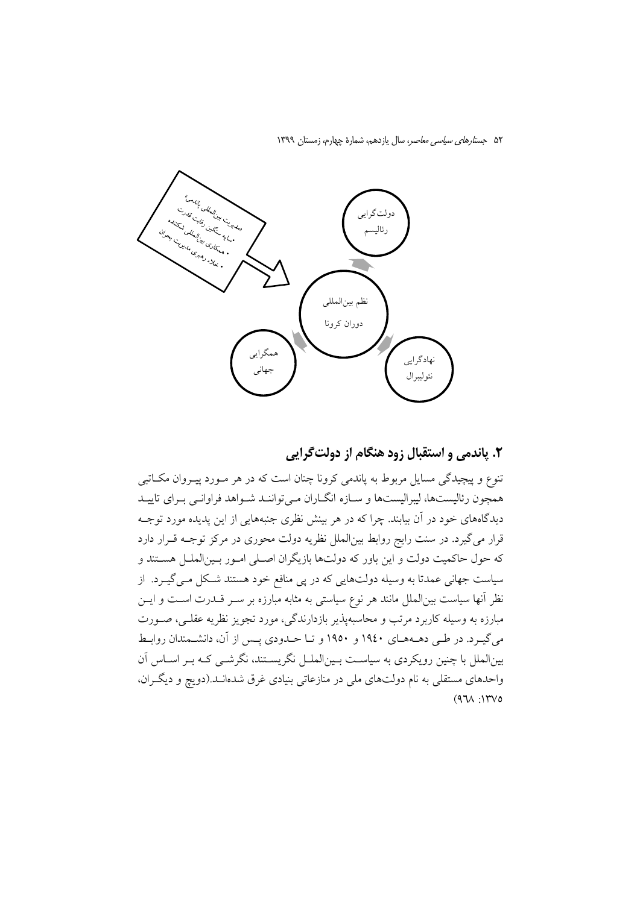مدیریت بین‌المللی پاندمی:
- سایه سنگین رقابت قدرت
- همکاری بین‌المللی شکننده
- خلاء رهبری مدیریت بحران

دولت‌گرایی رئالیسم

نظم بین‌المللی دوران کرونا

نهادگرایی نئولیبرال

همگرایی جهانی

## ۲. پاندمی و استقبال زود هنگام از دولت‌گرایی

تنوع و پیچیدگی مسایل مربوط به پاندمی کرونا چنان است که در هر مورد پیروان مکاتبی همچون رئالیست‌ها، لیبرالیست‌ها و سازه انگاران می‌توانند شواهد فراوانی برای تایید دیدگاه‌های خود در آن بیابند. چرا که در هر بینش نظری جنبه‌هایی از این پدیده مورد توجه قرار می‌گیرد. در سنت رایج روابط بین‌الملل نظریه دولت محوری در مرکز توجه قرار دارد که حول حاکمیت دولت و این باور که دولت‌ها بازیگران اصلی امور بین‌الملل هستند و سیاست جهانی عمدتا به وسیله دولت‌هایی که در پی منافع خود هستند شکل می‌گیرد. از نظر آنها سیاست بین‌الملل مانند هر نوع سیاستی به مثابه مبارزه بر سر قدرت است و این مبارزه به وسیله کاربرد مرتب و محاسبه‌پذیر بازدارندگی، مورد تجویز نظریه عقلی، صورت می‌گیرد. در طی دهه‌های ۱۹۴۰ و ۱۹۵۰ و تا حدودی پس از آن، دانشمندان روابط بین‌الملل با چنین رویکردی به سیاست بین‌الملل نگریستند، نگرشی که بر اساس آن واحدهای مستقلی به نام دولت‌های ملی در منازعاتی بنیادی غرق شده‌اند.(دویچ و دیگران، ۱۳۷۵: ۹٦۸)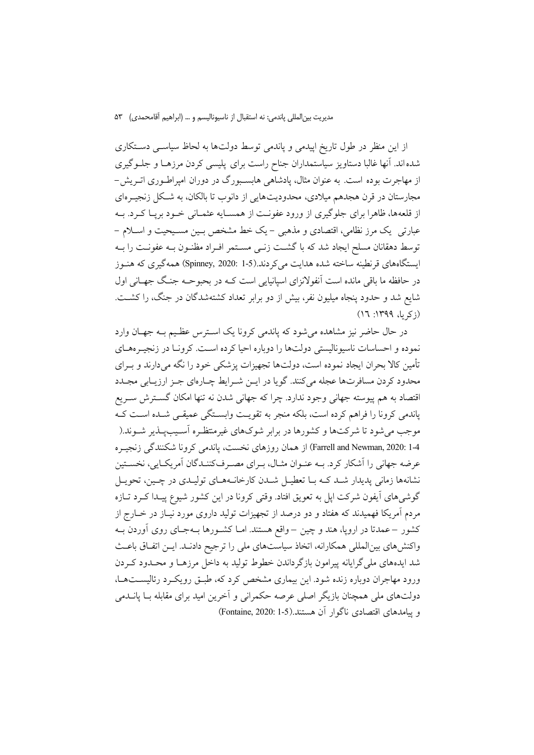از این منظر در طول تاریخ اپیدمی و پاندمی توسط دولت‌ها به لحاظ سیاسی دستکاری شده‌اند. آنها غالبا دستاویز سیاستمداران جناح راست برای پلیسی کردن مرزهـا و جلـوگیری از مهاجرت بوده است. به عنوان مثال، پادشاهی هابسبورگ در دوران امپراطـوری اتـریش-مجارستان در قرن هجدهم میلادی، محدودیت‌هایی از دانوب تا بالکان، به شـکل زنجیـره‌ای از قلعه‌ها، ظاهرا برای جلوگیری از ورود عفونـت از همسـایه عثمـانی خـود برپـا کـرد. بـه عبارتی یک مرز نظامی، اقتصادی و مذهبی - یک خط مشخص بـین مسـیحیت و اسـلام - توسط دهقانان مسلح ایجاد شد که با گشـت زنـی مسـتمر افـراد مظنـون بـه عفونـت را بـه ایستگاه‌های قرنطینه ساخته شده هدایت می‌کردند.(Spinney, 2020: 1-5) همه‌گیری که هنـوز در حافظه ما باقی مانده است آنفولانزای اسپانیایی است کـه در بحبوحـه جنـگ جهـانی اول شایع شد و حدود پنجاه میلیون نفر، بیش از دو برابر تعداد کشته‌شدگان در جنگ، را کشـت. (زکریا، ۱۳۹۹: ۱۶)

در حال حاضر نیز مشاهده می‌شود که پاندمی کرونا یک اسـترس عظـیم بـه جهـان وارد نموده و احساسات ناسیونالیستی دولت‌ها را دوباره احیا کرده اسـت. کرونـا در زنجیـره‌هـای تأمین کالا بحران ایجاد نموده است، دولت‌ها تجهیزات پزشکی خود را نگه می‌دارند و بـرای محدود کردن مسافرت‌ها عجله می‌کنند. گویا در ایـن شـرایط چـاره‌ای جـز ارزیـابی مجـدد اقتصاد به هم پیوسته جهانی وجود ندارد. چرا که جهانی شدن نه تنها امکان گسـترش سـریع پاندمی کرونا را فراهم کرده است، بلکه منجر به تقویـت وابسـتگی عمیقـی شـده اسـت کـه موجب می‌شود تا شرکت‌ها و کشورها در برابر شوک‌های غیرمنتظـره آسـیب‌پـذیر شـوند.(Farrell and Newman, 2020: 1-4) از همان روزهای نخست، پاندمی کرونا شکنندگی زنجیـره عرضه جهانی را آشکار کرد. بـه عنـوان مثـال، بـرای مصـرف‌کننـدگان آمریکـایی، نخسـتین نشانه‌ها زمانی پدیدار شـد کـه بـا تعطیـل شـدن کارخانـه‌هـای تولیـدی در چـین، تحویـل گوشی‌های آیفون شرکت اپل به تعویق افتاد. وقتی کرونا در این کشور شیوع پیـدا کـرد تـازه مردم آمریکا فهمیدند که هفتاد و دو درصد از تجهیزات تولید داروی مورد نیـاز در خـارج از کشور - عمدتا در اروپا، هند و چین - واقع هستند. امـا کشـورها بـه‌جـای روی آوردن بـه واکنش‌های بین‌المللی همکارانه، اتخاذ سیاست‌های ملی را ترجیح دادنـد. ایـن اتفـاق باعـث شد ایده‌های ملی‌گرایانه پیرامون بازگرداندن خطوط تولید به داخل مرزهـا و محـدود کـردن ورود مهاجران دوباره زنده شود. این بیماری مشخص کرد که، طبـق رویکـرد رئالیسـت‌هـا، دولت‌های ملی همچنان بازیگر اصلی عرصه حکمرانی و آخرین امید برای مقابله بـا پانـدمی و پیامدهای اقتصادی ناگوار آن هستند.(Fontaine, 2020: 1-5)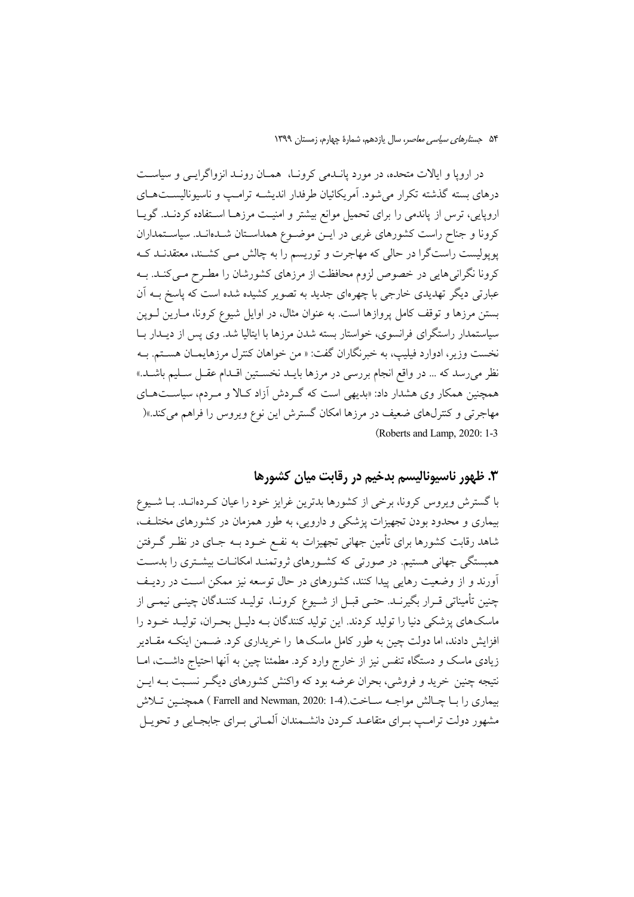در اروپا و ایالات متحده، در مورد پاندمی کرونا، همان روند انزواگرایی و سیاست درهای بسته گذشته تکرار می‌شود. آمریکائیان طرفدار اندیشه ترامپ و ناسیونالیست‌های اروپایی، ترس از پاندمی را برای تحمیل موانع بیشتر و امنیت مرزها استفاده کردند. گویا کرونا و جناح راست کشورهای غربی در این موضوع همداستان شده‌اند. سیاستمداران پوپولیست راست‌گرا در حالی که مهاجرت و توریسم را به چالش می کشند، معتقدند که کرونا نگرانی‌هایی در خصوص لزوم محافظت از مرزهای کشورشان را مطرح می‌کند. به عبارتی دیگر تهدیدی خارجی با چهره‌ای جدید به تصویر کشیده شده است که پاسخ به آن بستن مرزها و توقف کامل پروازها است. به عنوان مثال، در اوایل شیوع کرونا، مارین لوپن سیاستمدار راستگرای فرانسوی، خواستار بسته شدن مرزها با ایتالیا شد. وی پس از دیدار با نخست وزیر، ادوارد فیلیپ، به خبرنگاران گفت: « من خواهان کنترل مرزهایمان هستم. به نظر می‌رسد که ... در واقع انجام بررسی در مرزها باید نخستین اقدام عقل سلیم باشد.» همچنین همکار وی هشدار داد: «بدیهی است که گردش آزاد کالا و مردم، سیاست‌های مهاجرتی و کنترل‌های ضعیف در مرزها امکان گسترش این نوع ویروس را فراهم می‌کند.»( (Roberts and Lamp, 2020: 1-3

## ۳. ظهور ناسیونالیسم بدخیم در رقابت میان کشورها

با گسترش ویروس کرونا، برخی از کشورها بدترین غرایز خود را عیان کرده‌اند. با شیوع بیماری و محدود بودن تجهیزات پزشکی و دارویی، به طور همزمان در کشورهای مختلف، شاهد رقابت کشورها برای تأمین جهانی تجهیزات به نفع خود به جای در نظر گرفتن همبستگی جهانی هستیم. در صورتی که کشورهای ثروتمند امکانات بیشتری را بدست آورند و از وضعیت رهایی پیدا کنند، کشورهای در حال توسعه نیز ممکن است در ردیف چنین تأميناتی قرار بگیرند. حتی قبل از شیوع کرونا، تولید کنندگان چینی نیمی از ماسک‌های پزشکی دنیا را تولید کردند. این تولید کنندگان به دلیل بحران، تولید خود را افزایش دادند، اما دولت چین به طور کامل ماسک‌ها را خریداری کرد. ضمن اینکه مقادیر زیادی ماسک و دستگاه تنفس نیز از خارج وارد کرد. مطمئنا چین به آنها احتیاج داشت، اما نتیجه چنین خرید و فروشی، بحران عرضه بود که واکنش کشورهای دیگر نسبت به این بیماری را با چالش مواجه ساخت.(Farrell and Newman, 2020: 1-4 ) همچنین تلاش مشهور دولت ترامپ برای متقاعد کردن دانشمندان آلمانی برای جابجایی و تحویل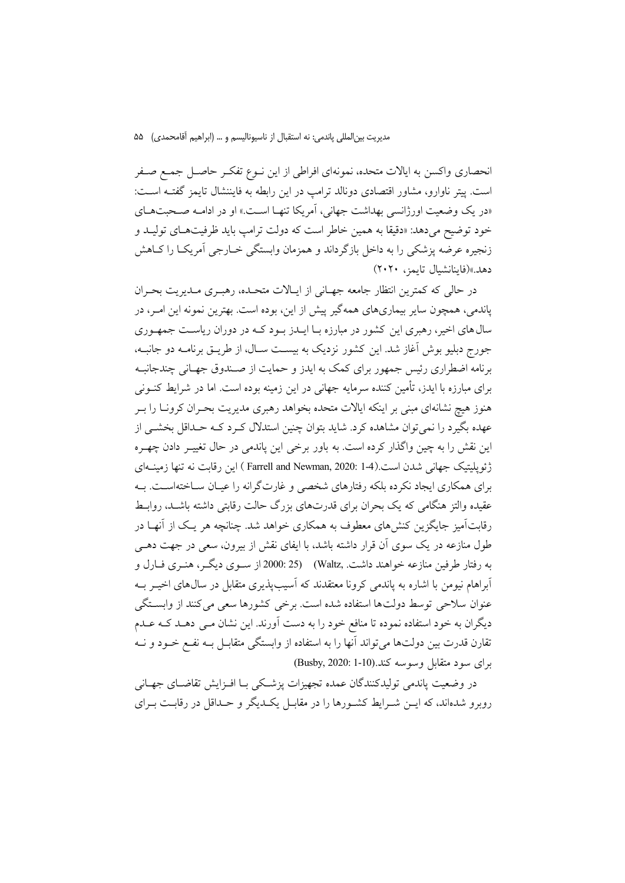انحصاری واکسن به ایالات متحده، نمونه‌ای افراطی از این نوع تفکر حاصل جمع صفر است. پیتر ناوارو، مشاور اقتصادی دونالد ترامپ در این رابطه به فایننشال تایمز گفته است: «در یک وضعیت اورژانسی بهداشت جهانی، آمریکا تنها است.» او در ادامه صحبت‌های خود توضیح می‌دهد: «دقیقا به همین خاطر است که دولت ترامپ باید ظرفیت‌های تولید و زنجیره عرضه پزشکی را به داخل بازگرداند و همزمان وابستگی خارجی آمریکا را کاهش دهد.»(فایننشیال تایمز، ۲۰۲۰)

در حالی که کمترین انتظار جامعه جهانی از ایالات متحده، رهبری مدیریت بحران پاندمی، همچون سایر بیماری‌های همه‌گیر پیش از این، بوده است. بهترین نمونه این امر، در سال‌های اخیر، رهبری این کشور در مبارزه با ایدز بود که در دوران ریاست جمهوری جورج دبلیو بوش آغاز شد. این کشور نزدیک به بیست سال، از طریق برنامه دو جانبه، برنامه اضطراری رئیس جمهور برای کمک به ایدز و حمایت از صندوق جهانی چندجانبه برای مبارزه با ایدز، تأمین کننده سرمایه جهانی در این زمینه بوده است. اما در شرایط کنونی هنوز هیچ نشانه‌ای مبنی بر اینکه ایالات متحده بخواهد رهبری مدیریت بحران کرونا را بر عهده بگیرد را نمی‌توان مشاهده کرد. شاید بتوان چنین استدلال کرد که حداقل بخشی از این نقش را به چین واگذار کرده است. به باور برخی این پاندمی در حال تغییر دادن چهره ژئوپلیتیک جهانی شدن است.(Farrell and Newman, 2020: 1-4 ) این رقابت نه تنها زمینه‌ای برای همکاری ایجاد نکرده بلکه رفتارهای شخصی و غارت‌گرانه را عیان ساخته‌است. به عقیده والتز هنگامی که یک بحران برای قدرت‌های بزرگ حالت رقابتی داشته باشد، روابط رقابت‌آمیز جایگزین کنش‌های معطوف به همکاری خواهد شد. چنانچه هر یک از آنها در طول منازعه در یک سوی آن قرار داشته باشد، با ایفای نقش از بیرون، سعی در جهت دهی به رفتار طرفین منازعه خواهند داشت. (Waltz, 2000: 25) از سوی دیگر، هنری فارل و آبراهام نیومن با اشاره به پاندمی کرونا معتقدند که آسیب‌پذیری متقابل در سال‌های اخیر به عنوان سلاحی توسط دولت‌ها استفاده شده است. برخی کشورها سعی می‌کنند از وابستگی دیگران به خود استفاده نموده تا منافع خود را به دست آورند. این نشان می دهد که عدم تقارن قدرت بین دولت‌ها می‌تواند آنها را به استفاده از وابستگی متقابل به نفع خود و نه برای سود متقابل وسوسه کند.(Busby, 2020: 1-10)

در وضعیت پاندمی تولیدکنندگان عمده تجهیزات پزشکی با افزایش تقاضای جهانی روبرو شده‌اند، که این شرایط کشورها را در مقابل یکدیگر و حداقل در رقابت برای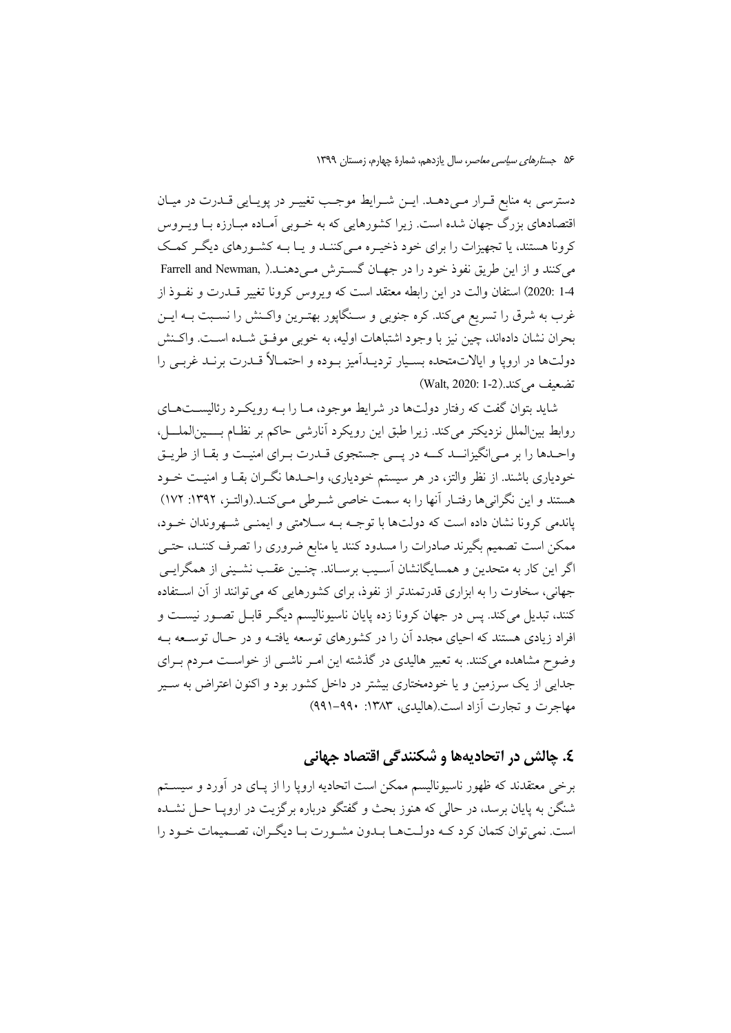دسترسی به منابع قـرار مـی‌دهـد. ایـن شـرایط موجـب تغییـر در پویـایی قـدرت در میـان اقتصادهای بزرگ جهان شده است. زیرا کشورهایی که به خـوبی آمـاده مبـارزه بـا ویـروس کرونا هستند، یا تجهیزات را برای خود ذخیـره مـی‌کننـد و یـا بـه کشـورهای دیگـر کمـک می‌کنند و از این طریق نفوذ خود را در جهـان گسـترش مـی‌دهنـد.( Farrell and Newman, 2020: 1-4) استفان والت در این رابطه معتقد است که ویروس کرونا تغییر قـدرت و نفـوذ از غرب به شرق را تسریع می‌کند. کره جنوبی و سـنگاپور بهتـرین واکـنش را نسـبت بـه ایـن بحران نشان داده‌اند، چین نیز با وجود اشتباهات اولیه، به خوبی موفـق شـده اسـت. واکـنش دولت‌ها در اروپا و ایالات‌متحده بسـیار تردیـدآمیز بـوده و احتمـالاً قـدرت برنـد غربـی را تضعیف می‌کند.(Walt, 2020: 1-2)

شاید بتوان گفت که رفتار دولت‌ها در شرایط موجود، مـا را بـه رویکـرد رئالیسـت‌هـای روابط بین‌الملل نزدیکتر می‌کند. زیرا طبق این رویکرد آنارشی حاکم بر نظـام بـین‌الملـل، واحـدها را بر مـی‌انگیزانـد کـه در پـی جستجوی قـدرت بـرای امنیـت و بقـا از طریـق خودیاری باشند. از نظر والتز، در هر سیستم خودیاری، واحـدها نگـران بقـا و امنیـت خـود هستند و این نگرانی‌ها رفتـار آنها را به سمت خاصی شـرطی مـی‌کنـد.(والتـز، ۱۳۹۲: ۱۷۲) پاندمی کرونا نشان داده است که دولت‌ها با توجـه بـه سـلامتی و ایمنـی شـهروندان خـود، ممکن است تصمیم بگیرند صادرات را مسدود کنند یا منابع ضروری را تصرف کننـد، حتـی اگر این کار به متحدین و همسایگانشان آسـیب برسـاند. چنـین عقـب نشـینی از همگرایـی جهانی، سخاوت را به ابزاری قدرتمندتر از نفوذ، برای کشورهایی که می‌توانند از آن اسـتفاده کنند، تبدیل می‌کند. پس در جهان کرونا زده پایان ناسیونالیسم دیگـر قابـل تصـور نیسـت و افراد زیادی هستند که احیای مجدد آن را در کشورهای توسعه یافتـه و در حـال توسـعه بـه وضوح مشاهده می‌کنند. به تعبیر هالیدی در گذشته این امـر ناشـی از خواسـت مـردم بـرای جدایی از یک سرزمین و یا خودمختاری بیشتر در داخل کشور بود و اکنون اعتراض به سـیر مهاجرت و تجارت آزاد است.(هالیدی، ۱۳۸۳: ۹۹۰-۹۹۱)

## ٤. چالش در اتحادیه‌ها و شکنندگی اقتصاد جهانی

برخی معتقدند که ظهور ناسیونالیسم ممکن است اتحادیه اروپا را از پـای در آورد و سیسـتم شنگن به پایان برسد، در حالی که هنوز بحث و گفتگو درباره برگزیت در اروپـا حـل نشـده است. نمی‌توان کتمان کرد کـه دولـت‌هـا بـدون مشـورت بـا دیگـران، تصـمیمات خـود را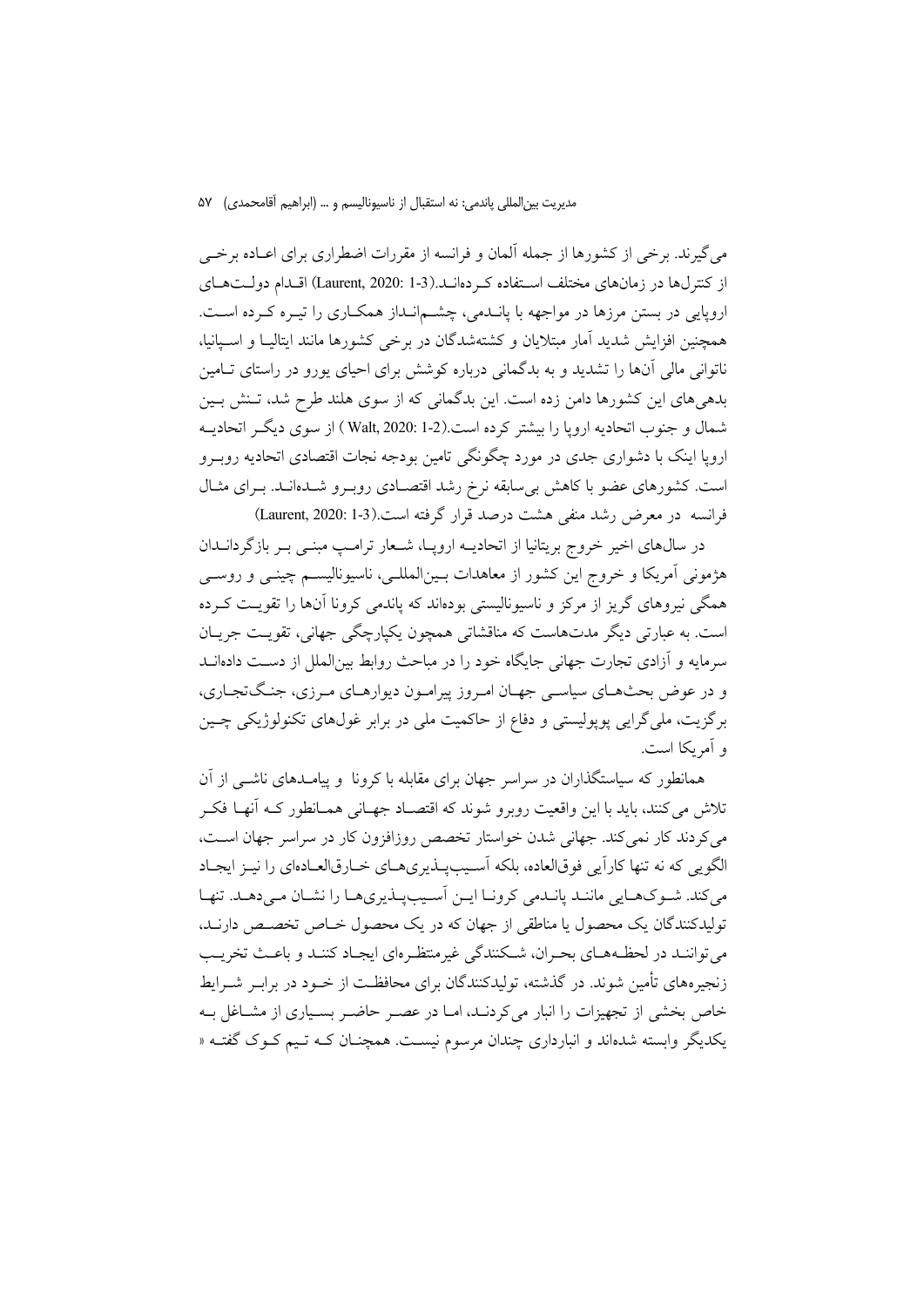می‌گیرند. برخی از کشورها از جمله آلمان و فرانسه از مقررات اضطراری برای اعاده برخی از کنترل‌ها در زمان‌های مختلف استفاده کرده‌اند.(Laurent, 2020: 1-3) اقدام دولت‌های اروپایی در بستن مرزها در مواجهه با پاندمی، چشم‌انداز همکاری را تیره کرده است. همچنین افزایش شدید آمار مبتلایان و کشته‌شدگان در برخی کشورها مانند ایتالیا و اسپانیا، ناتوانی مالی آن‌ها را تشدید و به بدگمانی درباره کوشش برای احیای یورو در راستای تامین بدهی‌های این کشورها دامن زده است. این بدگمانی که از سوی هلند طرح شد، تنش بین شمال و جنوب اتحادیه اروپا را بیشتر کرده است.(Walt, 2020: 1-2 ) از سوی دیگر اتحادیه اروپا اینک با دشواری جدی در مورد چگونگی تامین بودجه نجات اقتصادی اتحادیه روبرو است. کشورهای عضو با کاهش بی‌سابقه نرخ رشد اقتصادی روبرو شده‌اند. برای مثال فرانسه در معرض رشد منفی هشت درصد قرار گرفته است.(Laurent, 2020: 1-3)

در سال‌های اخیر خروج بریتانیا از اتحادیه اروپا، شعار ترامپ مبنی بر بازگرداندن هژمونی آمریکا و خروج این کشور از معاهدات بین‌المللی، ناسیونالیسم چینی و روسی همگی نیروهای گریز از مرکز و ناسیونالیستی بوده‌اند که پاندمی کرونا آن‌ها را تقویت کرده است. به عبارتی دیگر مدت‌هاست که مناقشاتی همچون یکپارچگی جهانی، تقویت جریان سرمایه و آزادی تجارت جهانی جایگاه خود را در مباحث روابط بین‌الملل از دست داده‌اند و در عوض بحث‌های سیاسی جهان امروز پیرامون دیوارهای مرزی، جنگ‌تجاری، برگزیت، ملی‌گرایی پوپولیستی و دفاع از حاکمیت ملی در برابر غول‌های تکنولوژیکی چین و آمریکا است.

همانطور که سیاستگذاران در سراسر جهان برای مقابله با کرونا و پیامدهای ناشی از آن تلاش می‌کنند، باید با این واقعیت روبرو شوند که اقتصاد جهانی همانطور که آنها فکر می‌کردند کار نمی‌کند. جهانی شدن خواستار تخصص روزافزون کار در سراسر جهان است، الگویی که نه تنها کارآیی فوق‌العاده، بلکه آسیب‌پذیری‌های خارق‌العاده‌ای را نیز ایجاد می‌کند. شوک‌هایی مانند پاندمی کرونا این آسیب‌پذیری‌ها را نشان می‌دهد. تنها تولیدکنندگان یک محصول یا مناطقی از جهان که در یک محصول خاص تخصص دارند، می‌توانند در لحظه‌های بحران، شکنندگی غیرمنتظره‌ای ایجاد کنند و باعث تخریب زنجیره‌های تأمین شوند. در گذشته، تولیدکنندگان برای محافظت از خود در برابر شرایط خاص بخشی از تجهیزات را انبار می‌کردند، اما در عصر حاضر بسیاری از مشاغل به یکدیگر وابسته شده‌اند و انبارداری چندان مرسوم نیست. همچنان که تیم کوک گفته «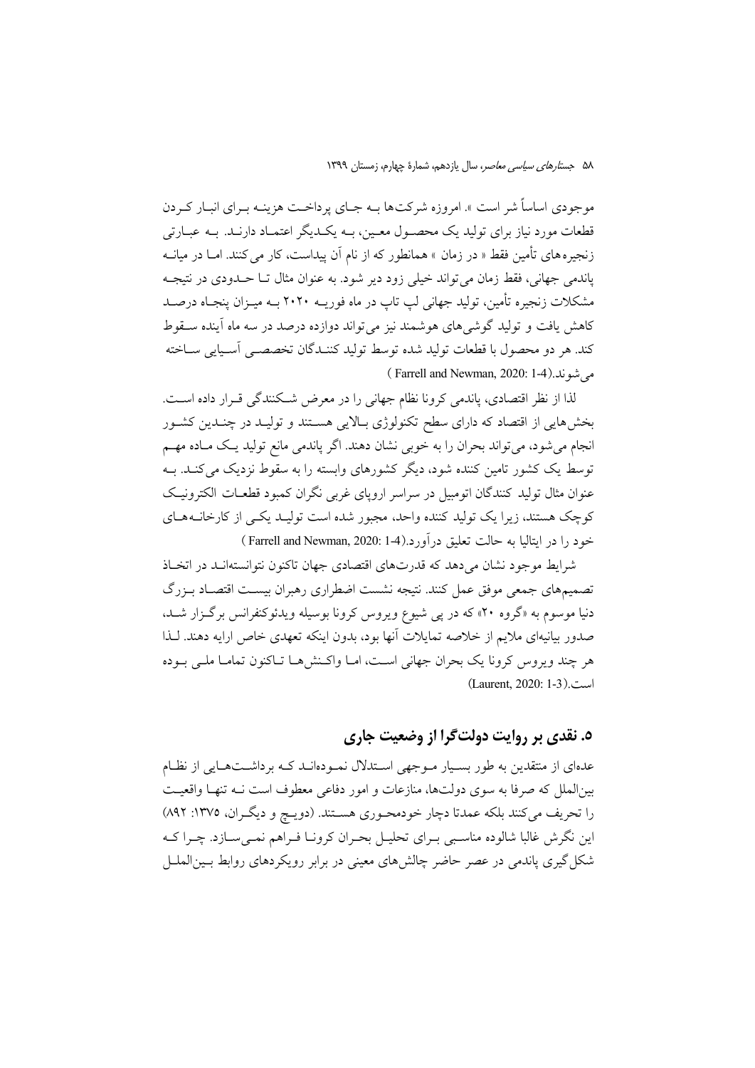موجودی اساساً شر است ». امروزه شرکت‌ها بـه جـای پرداخـت هزینـه بـرای انبـار کـردن قطعات مورد نیاز برای تولید یک محصـول معـین، بـه یکـدیگر اعتمـاد دارنـد. بـه عبـارتی زنجیره‌های تأمین فقط « در زمان » همانطور که از نام آن پیداست، کار می‌کنند. امـا در میانـه پاندمی جهانی، فقط زمان می‌تواند خیلی زود دیر شود. به عنوان مثال تـا حـدودی در نتیجـه مشکلات زنجیره تأمین، تولید جهانی لپ تاپ در ماه فوریـه ۲۰۲۰ بـه میـزان پنجـاه درصـد کاهش یافت و تولید گوشی‌های هوشمند نیز می‌تواند دوازده درصد در سه ماه آینده سـقوط کند. هر دو محصول با قطعات تولید شده توسط تولید کننـدگان تخصصـی آسـیایی سـاخته می‌شوند.( Farrell and Newman, 2020: 1-4)

لذا از نظر اقتصادی، پاندمی کرونا نظام جهانی را در معرض شـکنندگی قـرار داده اسـت. بخش‌هایی از اقتصاد که دارای سطح تکنولوژی بـالایی هسـتند و تولیـد در چنـدین کشـور انجام می‌شود، می‌تواند بحران را به خوبی نشان دهند. اگر پاندمی مانع تولید یـک مـاده مهـم توسط یک کشور تامین کننده شود، دیگر کشورهای وابسته را به سقوط نزدیک می‌کنـد. بـه عنوان مثال تولید کنندگان اتومبیل در سراسر اروپای غربی نگران کمبود قطعـات الکترونیـک کوچک هستند، زیرا یک تولید کننده واحد، مجبور شده است تولیـد یکـی از کارخانـه‌هـای خود را در ایتالیا به حالت تعلیق درآورد.( Farrell and Newman, 2020: 1-4)

شرایط موجود نشان می‌دهد که قدرت‌های اقتصادی جهان تاکنون نتوانسته‌انـد در اتخـاذ تصمیم‌های جمعی موفق عمل کنند. نتیجه نشست اضطراری رهبران بیسـت اقتصـاد بـزرگ دنیا موسوم به «گروه ۲۰» که در پی شیوع ویروس کرونا بوسیله ویدئوکنفرانس برگـزار شـد، صدور بیانیه‌ای ملایم از خلاصه تمایلات آنها بود، بدون اینکه تعهدی خاص ارایه دهند. لـذا هر چند ویروس کرونا یک بحران جهانی اسـت، امـا واکـنش‌هـا تـاکنون تمامـا ملـی بـوده است.(Laurent, 2020: 1-3)

## ۵. نقدی بر روایت دولت‌گرا از وضعیت جاری

عده‌ای از منتقدین به طور بسـیار مـوجهی اسـتدلال نمـوده‌انـد کـه برداشـت‌هـایی از نظـام بین‌الملل که صرفا به سوی دولت‌ها، منازعات و امور دفاعی معطوف است نـه تنهـا واقعیـت را تحریف می‌کنند بلکه عمدتا دچار خودمحـوری هسـتند. (دویـچ و دیگـران، ۱۳۷۵: ۸۹۲) این نگرش غالبا شالوده مناسـبی بـرای تحلیـل بحـران کرونـا فـراهم نمـی‌سـازد. چـرا کـه شکل‌گیری پاندمی در عصر حاضر چالش‌های معینی در برابر رویکردهای روابط بـین‌الملـل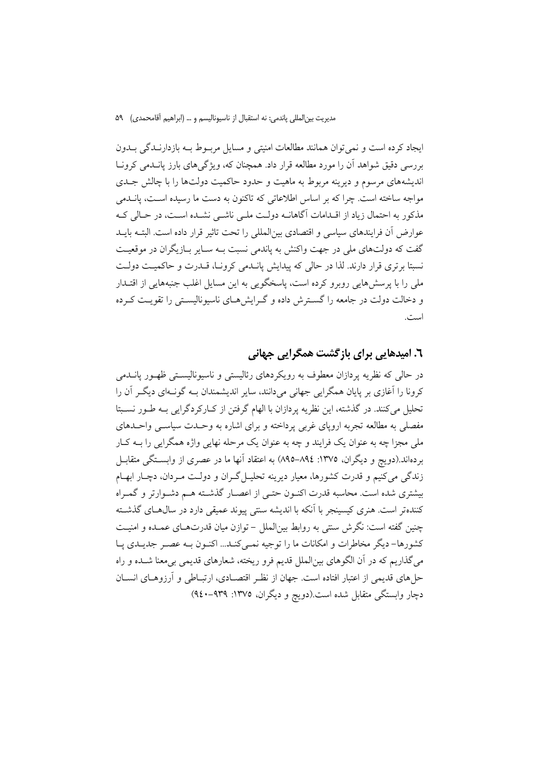ایجاد کرده است و نمی‌توان همانند مطالعات امنیتی و مسایل مربوط به بازدارندگی بدون بررسی دقیق شواهد آن را مورد مطالعه قرار داد. همچنان که، ویژگی‌های بارز پاندمی کرونا اندیشه‌های مرسوم و دیرینه مربوط به ماهیت و حدود حاکمیت دولت‌ها را با چالش جدی مواجه ساخته است. چرا که بر اساس اطلاعاتی که تاکنون به دست ما رسیده است، پاندمی مذکور به احتمال زیاد از اقدامات آگاهانه دولت ملی ناشی نشده است، در حالی که عوارض آن فرایندهای سیاسی و اقتصادی بین‌المللی را تحت تاثیر قرار داده است. البته باید گفت که دولت‌های ملی در جهت واکنش به پاندمی نسبت به سایر بازیگران در موقعیت نسبتا برتری قرار دارند. لذا در حالی که پیدایش پاندمی کرونا، قدرت و حاکمیت دولت ملی را با پرسش‌هایی روبرو کرده است، پاسخگویی به این مسایل اغلب جنبه‌هایی از اقتدار و دخالت دولت در جامعه را گسترش داده و گرایش‌های ناسیونالیستی را تقویت کرده است.

## ۶. امیدهایی برای بازگشت همگرایی جهانی

در حالی که نظریه پردازان معطوف به رویکردهای رئالیستی و ناسیونالیستی ظهور پاندمی کرونا را آغازی بر پایان همگرایی جهانی می‌دانند، سایر اندیشمندان به گونه‌ای دیگر آن را تحلیل می‌کنند. در گذشته، این نظریه پردازان با الهام گرفتن از کارکردگرایی به طور نسبتا مفصلی به مطالعه تجربه اروپای غربی پرداخته و برای اشاره به وحدت سیاسی واحدهای ملی مجزا چه به عنوان یک فرایند و چه به عنوان یک مرحله نهایی واژه همگرایی را به کار برده‌اند.(دویچ و دیگران، ۱۳۷۵: ۸۹۴-۸۹۵) به اعتقاد آنها ما در عصری از وابستگی متقابل زندگی می‌کنیم و قدرت کشورها، معیار دیرینه تحلیل گران و دولت مردان، دچار ابهام بیشتری شده است. محاسبه قدرت اکنون حتی از اعصار گذشته هم دشوارتر و گمراه کننده‌تر است. هنری کیسینجر با آنکه با اندیشه سنتی پیوند عمیقی دارد در سال‌های گذشته چنین گفته است: نگرش سنتی به روابط بین‌الملل - توازن میان قدرت‌های عمده و امنیت کشورها- دیگر مخاطرات و امکانات ما را توجیه نمی‌کند... اکنون به عصر جدیدی پا می‌گذاریم که در آن الگوهای بین‌الملل قدیم فرو ریخته، شعارهای قدیمی بی‌معنا شده و راه حل‌های قدیمی از اعتبار افتاده است. جهان از نظر اقتصادی، ارتباطی و آرزوهای انسان دچار وابستگی متقابل شده است.(دویچ و دیگران، ۱۳۷۵: ۹۳۹-۹۴۰)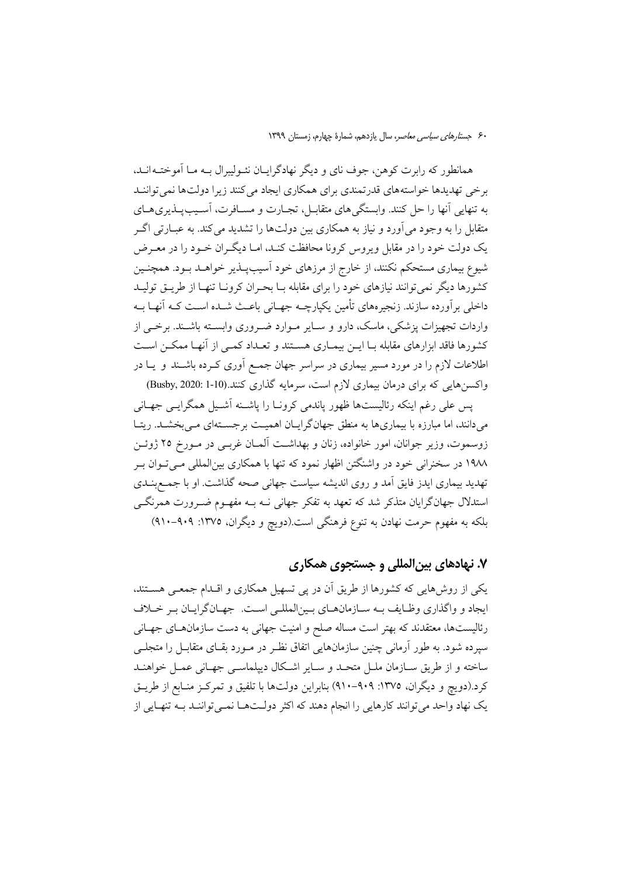همانطور که رابرت کوهن، جوف نای و دیگر نهادگرایان نئولیبرال بـه مـا آموختـه‌انـد، برخی تهدیدها خواسته‌های قدرتمندی برای همکاری ایجاد می‌کنند زیرا دولت‌ها نمی‌تواننـد به تنهایی آنها را حل کنند. وابستگی‌های متقابـل، تجـارت و مسـافرت، آسـیب‌پـذیری‌هـای متقابل را به وجود می‌آورد و نیاز به همکاری بین دولت‌ها را تشدید می‌کند. به عبـارتی اگـر یک دولت خود را در مقابل ویروس کرونا محافظت کنـد، امـا دیگـران خـود را در معـرض شیوع بیماری مستحکم نکنند، از خارج از مرزهای خود آسیب‌پـذیر خواهـد بـود. همچنـین کشورها دیگر نمی‌توانند نیازهای خود را برای مقابله بـا بحـران کرونـا تنهـا از طریـق تولیـد داخلی برآورده سازند. زنجیره‌های تأمین یکپارچـه جهـانی باعـث شـده اسـت کـه آنهـا بـه واردات تجهیزات پزشکی، ماسک، دارو و سـایر مـوارد ضـروری وابسـته باشـند. برخـی از کشورها فاقد ابزارهای مقابله بـا ایـن بیمـاری هسـتند و تعـداد کمـی از آنهـا ممکـن اسـت اطلاعات لازم را در مورد مسیر بیماری در سراسر جهان جمـع آوری کـرده باشـند و یـا در واکسن‌هایی که برای درمان بیماری لازم است، سرمایه گذاری کنند.(Busby, 2020: 1-10)

پس علی رغم اینکه رئالیست‌ها ظهور پاندمی کرونـا را پاشـنه آشـیل همگرایـی جهـانی می‌دانند، اما مبارزه با بیماری‌ها به منطق جهانگرایـان اهمیـت برجسـته‌ای مـی‌بخشـد. ریتـا زوسموت، وزیر جوانان، امور خانواده، زنان و بهداشـت آلمـان غربـی در مـورخ ۲۵ ژوئـن ۱۹۸۸ در سخنرانی خود در واشنگتن اظهار نمود که تنها با همکاری بین‌المللی مـی‌تـوان بـر تهدید بیماری ایدز فایق آمد و روی اندیشه سیاست جهانی صحه گذاشت. او با جمـع‌بنـدی استدلال جهانگرایان متذکر شد که تعهد به تفکر جهانی نـه بـه مفهـوم ضـرورت همرنگـی بلکه به مفهوم حرمت نهادن به تنوع فرهنگی است.(دویچ و دیگران، ۱۳۷۵: ۹۰۹–۹۱۰)

## ۷. نهادهای بین‌المللی و جستجوی همکاری

یکی از روش‌هایی که کشورها از طریق آن در پی تسهیل همکاری و اقـدام جمعـی هسـتند، ایجاد و واگذاری وظـایف بـه سـازمان‌هـای بـین‌المللـی اسـت. جهـانگرایـان بـر خـلاف رئالیست‌ها، معتقدند که بهتر است مساله صلح و امنیت جهانی به دست سازمان‌هـای جهـانی سپرده شود. به طور آرمانی چنین سازمان‌هایی اتفاق نظـر در مـورد بقـای متقابـل را متجلـی ساخته و از طریق سـازمان ملـل متحـد و سـایر اشـکال دیپلماسـی جهـانی عمـل خواهنـد کرد.(دویچ و دیگران، ۱۳۷۵: ۹۰۹–۹۱۰) بنابراین دولت‌ها با تلفیق و تمرکـز منـابع از طریـق یک نهاد واحد می‌توانند کارهایی را انجام دهند که اکثر دولـت‌هـا نمـی‌تواننـد بـه تنهـایی از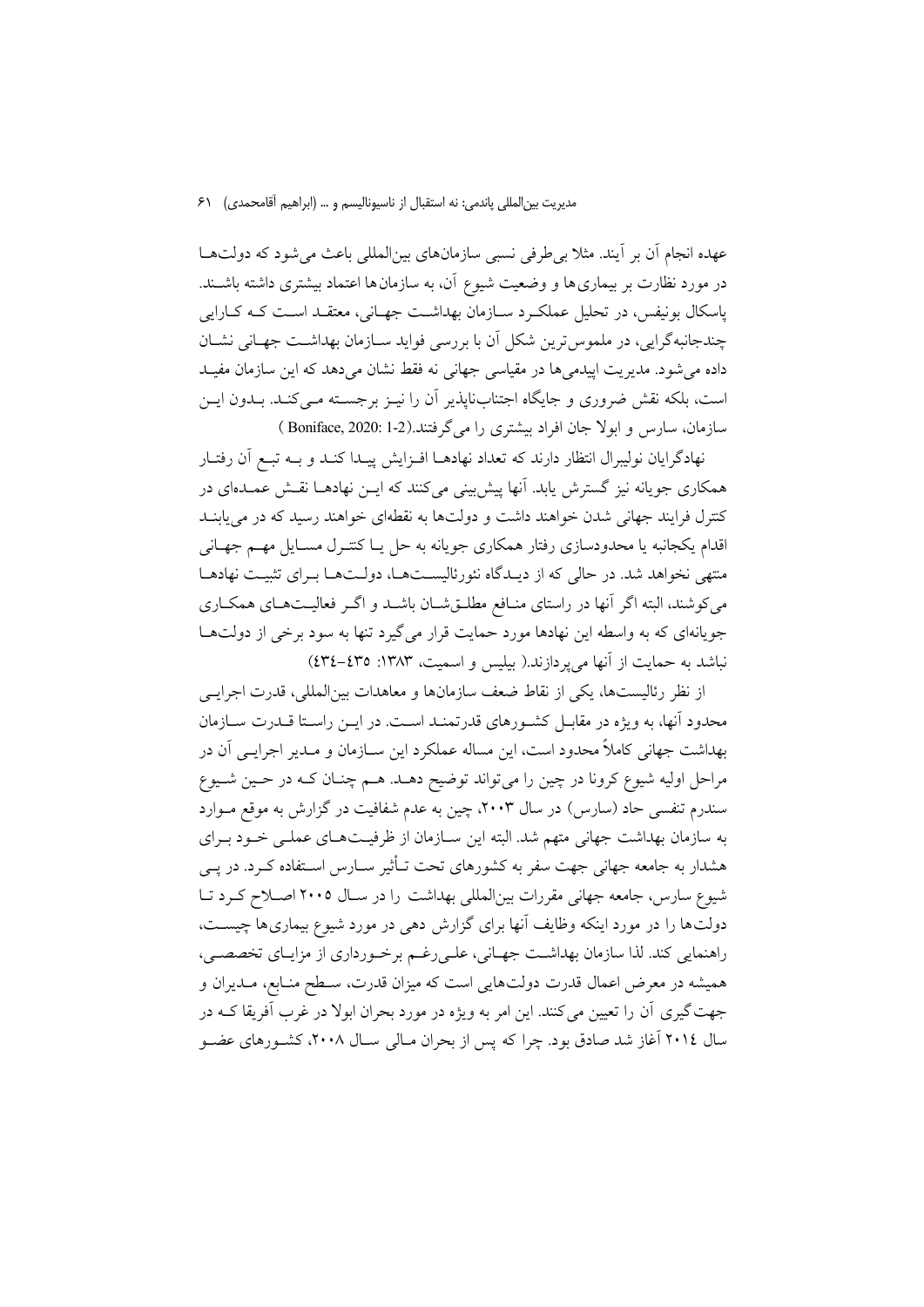عهده انجام آن بر آیند. مثلا بی‌طرفی نسبی سازمان‌های بین‌المللی باعث می‌شود که دولت‌ها در مورد نظارت بر بیماری‌ها و وضعیت شیوع آن، به سازمان‌ها اعتماد بیشتری داشته باشند. پاسکال بونیفس، در تحلیل عملکرد سازمان بهداشت جهانی، معتقد است که کارایی چندجانبه‌گرایی، در ملموس‌ترین شکل آن با بررسی فواید سازمان بهداشت جهانی نشان داده می‌شود. مدیریت اپیدمی‌ها در مقیاسی جهانی نه فقط نشان می‌دهد که این سازمان مفید است، بلکه نقش ضروری و جایگاه اجتناب‌ناپذیر آن را نیز برجسته می‌کند. بدون این سازمان، سارس و ابولا جان افراد بیشتری را می‌گرفتند.(Boniface, 2020: 1-2 )

نهادگرایان نولیبرال انتظار دارند که تعداد نهادها افزایش پیدا کند و به تبع آن رفتار همکاری جویانه نیز گسترش یابد. آنها پیش‌بینی می‌کنند که این نهادها نقش عمده‌ای در کنترل فرایند جهانی شدن خواهند داشت و دولت‌ها به نقطه‌ای خواهند رسید که در می‌یابند اقدام یکجانبه یا محدودسازی رفتار همکاری جویانه به حل یا کنترل مسایل مهم جهانی منتهی نخواهد شد. در حالی که از دیدگاه نئورئالیست‌ها، دولت‌ها برای تثبیت نهادها می‌کوشند، البته اگر آنها در راستای منافع مطلق‌شان باشد و اگر فعالیت‌های همکاری جویانه‌ای که به واسطه این نهادها مورد حمایت قرار می‌گیرد تنها به سود برخی از دولت‌ها نباشد به حمایت از آنها می‌پردازند.( بیلیس و اسمیت، ۱۳۸۳: ٤٣٥-٤٣٤)

از نظر رئالیست‌ها، یکی از نقاط ضعف سازمان‌ها و معاهدات بین‌المللی، قدرت اجرایی محدود آنها، به ویژه در مقابل کشورهای قدرتمند است. در این راستا قدرت سازمان بهداشت جهانی کاملاً محدود است، این مساله عملکرد این سازمان و مدیر اجرایی آن در مراحل اولیه شیوع کرونا در چین را می‌تواند توضیح دهد. هم چنان که در حین شیوع سندرم تنفسی حاد (سارس) در سال ۲۰۰۳، چین به عدم شفافیت در گزارش به موقع موارد به سازمان بهداشت جهانی متهم شد. البته این سازمان از ظرفیت‌های عملی خود برای هشدار به جامعه جهانی جهت سفر به کشورهای تحت تأثیر سارس استفاده کرد. در پی شیوع سارس، جامعه جهانی مقررات بین‌المللی بهداشت را در سال ۲۰۰۵ اصلاح کرد تا دولت‌ها را در مورد اینکه وظایف آنها برای گزارش دهی در مورد شیوع بیماری‌ها چیست، راهنمایی کند. لذا سازمان بهداشت جهانی، علی‌رغم برخورداری از مزایای تخصصی، همیشه در معرض اعمال قدرت دولت‌هایی است که میزان قدرت، سطح منابع، مدیران و جهت‌گیری آن را تعیین می‌کنند. این امر به ویژه در مورد بحران ابولا در غرب آفریقا که در سال ٢٠١٤ آغاز شد صادق بود. چرا که پس از بحران مالی سال ۲۰۰۸، کشورهای عضو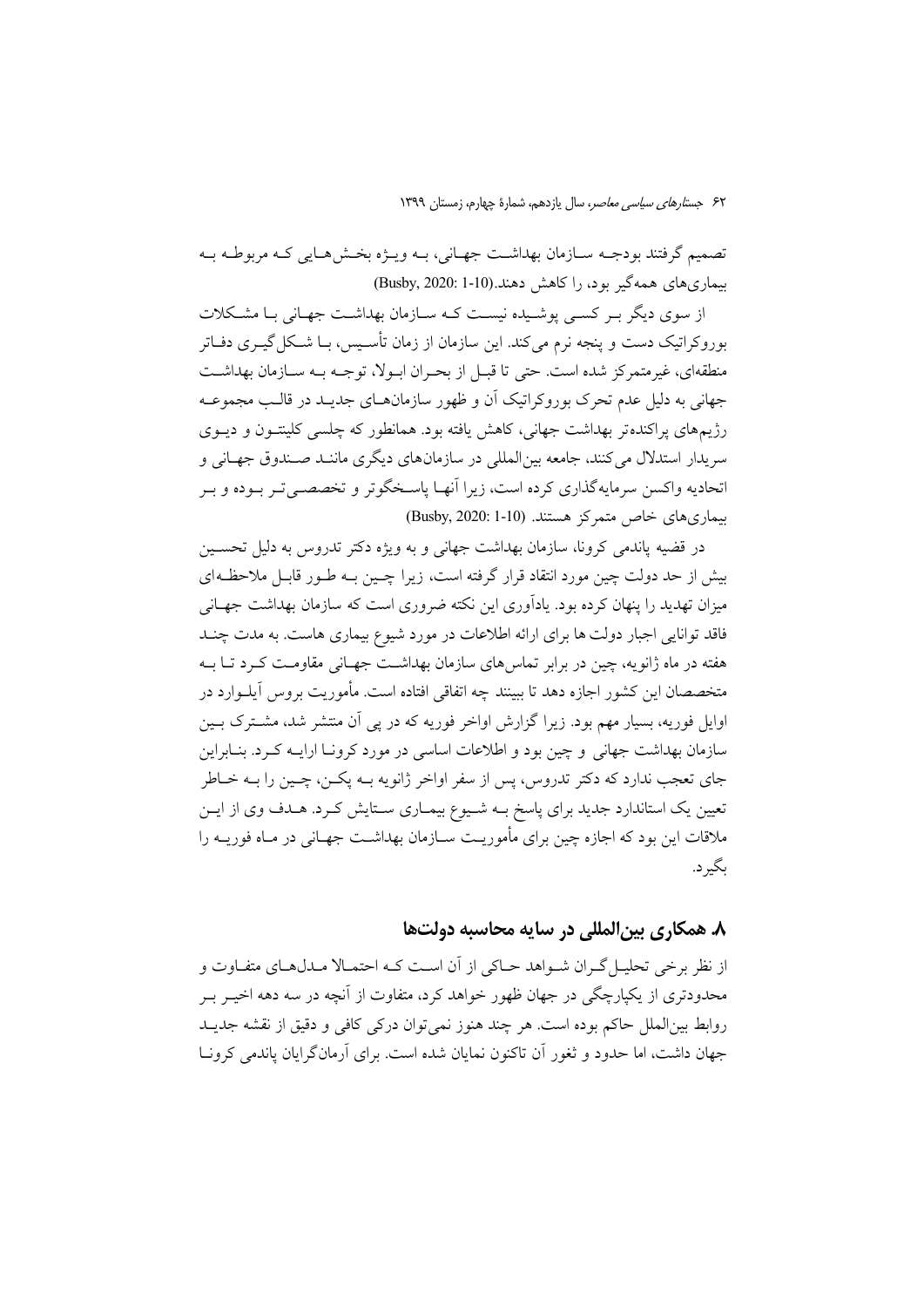تصمیم گرفتند بودجـه سـازمان بهداشـت جهـانی، بـه ویـژه بخـش‌هـایی کـه مربوطـه بـه بیماری‌های همه‌گیر بود، را کاهش دهند.(Busby, 2020: 1-10)

از سوی دیگر بـر کسـی پوشـیده نیسـت کـه سـازمان بهداشـت جهـانی بـا مشـکلات بوروکراتیک دست و پنجه نرم می‌کند. این سازمان از زمان تأسـیس، بـا شـکل‌گیـری دفـاتر منطقه‌ای، غیرمتمرکز شده است. حتی تا قبـل از بحـران ابـولا، توجـه بـه سـازمان بهداشـت جهانی به دلیل عدم تحرک بوروکراتیک آن و ظهور سازمان‌هـای جدیـد در قالـب مجموعـه رژیم‌های پراکنده‌تر بهداشت جهانی، کاهش یافته بود. همانطور که چلسی کلینتـون و دیـوی سریدار استدلال می‌کنند، جامعه بین‌المللی در سازمان‌های دیگری ماننـد صـندوق جهـانی و اتحادیه واکسن سرمایه‌گذاری کرده است، زیرا آنهـا پاسـخگوتر و تخصصـی‌تـر بـوده و بـر بیماری‌های خاص متمرکز هستند. (Busby, 2020: 1-10)

در قضیه پاندمی کرونا، سازمان بهداشت جهانی و به ویژه دکتر تدروس به دلیل تحسـین بیش از حد دولت چین مورد انتقاد قرار گرفته است، زیرا چـین بـه طـور قابـل ملاحظـه‌ای میزان تهدید را پنهان کرده بود. یادآوری این نکته ضروری است که سازمان بهداشت جهـانی فاقد توانایی اجبار دولت ها برای ارائه اطلاعات در مورد شیوع بیماری هاست. به مدت چنـد هفته در ماه ژانویه، چین در برابر تماس‌های سازمان بهداشـت جهـانی مقاومـت کـرد تـا بـه متخصصان این کشور اجازه دهد تا ببینند چه اتفاقی افتاده است. مأموریت بروس آیلـوارد در اوایل فوریه، بسیار مهم بود. زیرا گزارش اواخر فوریه که در پی آن منتشر شد، مشـترک بـین سازمان بهداشت جهانی و چین بود و اطلاعات اساسی در مورد کرونـا ارایـه کـرد. بنـابراین جای تعجب ندارد که دکتر تدروس، پس از سفر اواخر ژانویه بـه پکـن، چـین را بـه خـاطر تعیین یک استاندارد جدید برای پاسخ بـه شـیوع بیمـاری سـتایش کـرد. هـدف وی از ایـن ملاقات این بود که اجازه چین برای مأموریـت سـازمان بهداشـت جهـانی در مـاه فوریـه را بگیرد.

## ۸. همکاری بین‌المللی در سایه محاسبه دولت‌ها

از نظر برخی تحلیـل‌گـران شـواهد حـاکی از آن اسـت کـه احتمـالا مـدل‌هـای متفـاوت و محدودتری از یکپارچگی در جهان ظهور خواهد کرد، متفاوت از آنچه در سه دهه اخیـر بـر روابط بین‌الملل حاکم بوده است. هر چند هنوز نمی‌توان درکی کافی و دقیق از نقشه جدیـد جهان داشت، اما حدود و ثغور آن تاکنون نمایان شده است. برای آرمان‌گرایان پاندمی کرونـا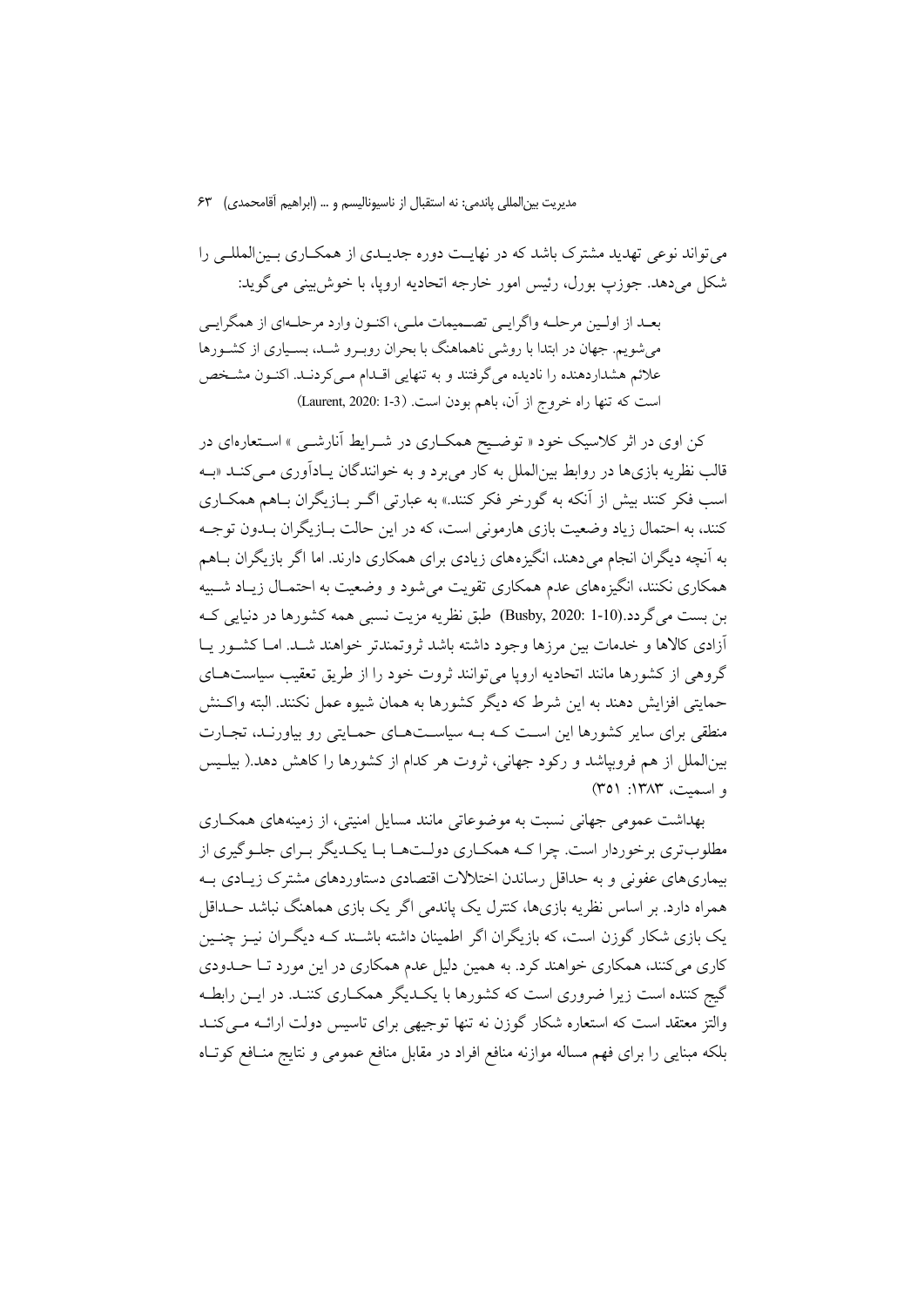می‌تواند نوعی تهدید مشترک باشد که در نهایت دوره جدیدی از همکاری بین‌المللی را شکل می‌دهد. جوزپ بورل، رئیس امور خارجه اتحادیه اروپا، با خوش‌بینی می‌گوید:

> بعد از اولین مرحله واگرایی تصمیمات ملی، اکنون وارد مرحله‌ای از همگرایی می‌شویم. جهان در ابتدا با روشی ناهماهنگ با بحران روبرو شد، بسیاری از کشورها علائم هشداردهنده را نادیده می‌گرفتند و به تنهایی اقدام می‌کردند. اکنون مشخص است که تنها راه خروج از آن، باهم بودن است. (Laurent, 2020: 1-3)

کن اوی در اثر کلاسیک خود « توضیح همکاری در شرایط آنارشی » استعاره‌ای در قالب نظریه بازی‌ها در روابط بین‌الملل به کار می‌برد و به خوانندگان یادآوری می‌کند «به اسب فکر کنند بیش از آنکه به گورخر فکر کنند.» به عبارتی اگر بازیگران باهم همکاری کنند، به احتمال زیاد وضعیت بازی هارمونی است، که در این حالت بازیگران بدون توجه به آنچه دیگران انجام می دهند، انگیزه‌های زیادی برای همکاری دارند. اما اگر بازیگران باهم همکاری نکنند، انگیزه‌های عدم همکاری تقویت می‌شود و وضعیت به احتمال زیاد شبیه بن بست می‌گردد.(Busby, 2020: 1-10) طبق نظریه مزیت نسبی همه کشورها در دنیایی که آزادی کالاها و خدمات بین مرزها وجود داشته باشد ثروتمندتر خواهند شد. اما کشور یا گروهی از کشورها مانند اتحادیه اروپا می‌توانند ثروت خود را از طریق تعقیب سیاست‌های حمایتی افزایش دهند به این شرط که دیگر کشورها به همان شیوه عمل نکنند. البته واکنش منطقی برای سایر کشورها این است که به سیاست‌های حمایتی رو بیاورند، تجارت بین‌الملل از هم فروبپاشد و رکود جهانی، ثروت هر کدام از کشورها را کاهش دهد.( بیلیس و اسمیت، ۱۳۸۳: ۳۵۱)

بهداشت عمومی جهانی نسبت به موضوعاتی مانند مسایل امنیتی، از زمینه‌های همکاری مطلوب‌تری برخوردار است. چرا که همکاری دولت‌ها با یکدیگر برای جلوگیری از بیماری‌های عفونی و به حداقل رساندن اختلالات اقتصادی دستاوردهای مشترک زیادی به همراه دارد. بر اساس نظریه بازی‌ها، کنترل یک پاندمی اگر یک بازی هماهنگ نباشد حداقل یک بازی شکار گوزن است، که بازیگران اگر اطمینان داشته باشند که دیگران نیز چنین کاری می‌کنند، همکاری خواهند کرد. به همین دلیل عدم همکاری در این مورد تا حدودی گیج کننده است زیرا ضروری است که کشورها با یکدیگر همکاری کنند. در این رابطه والتز معتقد است که استعاره شکار گوزن نه تنها توجیهی برای تاسیس دولت ارائه می‌کند بلکه مبنایی را برای فهم مساله موازنه منافع افراد در مقابل منافع عمومی و نتایج منافع کوتاه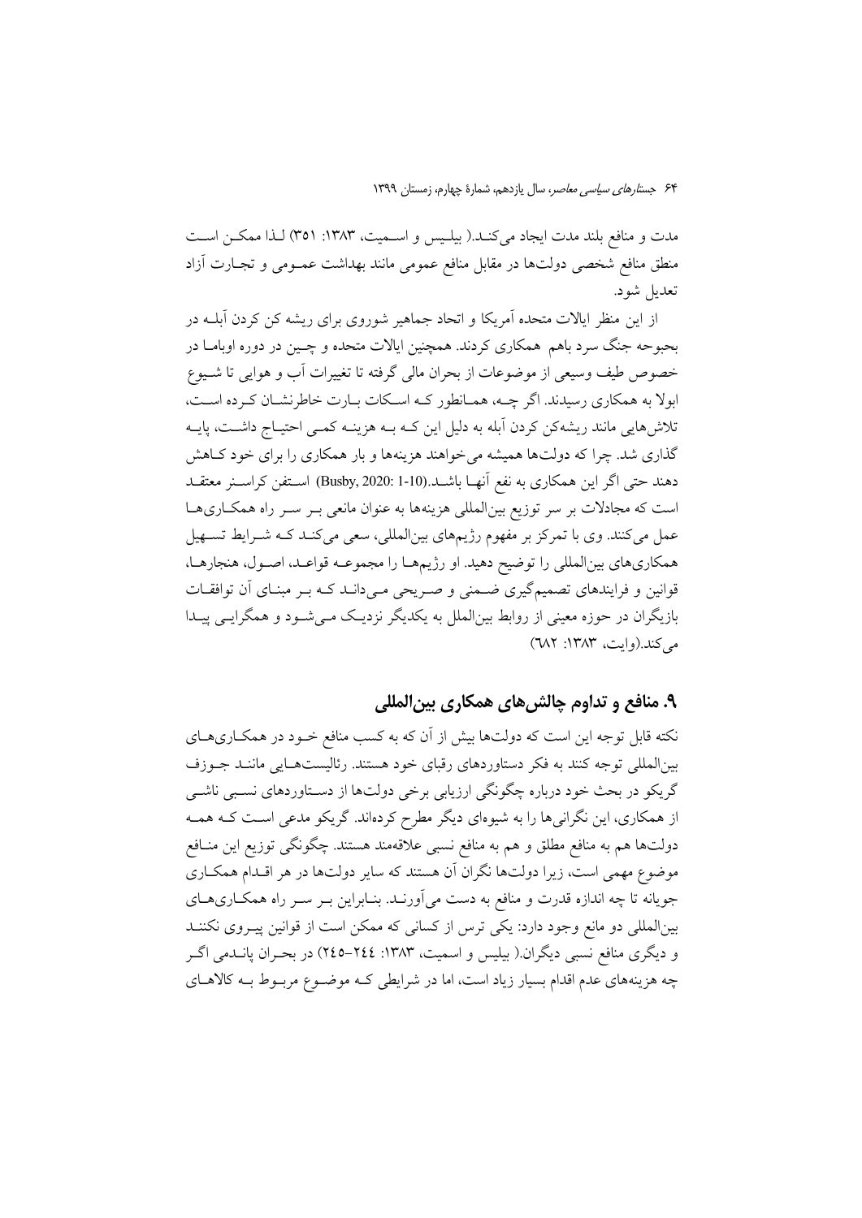مدت و منافع بلند مدت ایجاد می‌کنـد.( بیلـیس و اسـمیت، ۱۳۸۳: ۳۵۱) لـذا ممکـن اسـت منطق منافع شخصی دولت‌ها در مقابل منافع عمومی مانند بهداشت عمـومی و تجـارت آزاد تعدیل شود.

از این منظر ایالات متحده آمریکا و اتحاد جماهیر شوروی برای ریشه کن کردن آبلـه در بحبوحه جنگ سرد باهم همکاری کردند. همچنین ایالات متحده و چـین در دوره اوبامـا در خصوص طیف وسیعی از موضوعات از بحران مالی گرفته تا تغییرات آب و هوایی تا شـیوع ابولا به همکاری رسیدند. اگر چـه، همـانطور کـه اسـکات بـارت خاطرنشـان کـرده اسـت، تلاش‌هایی مانند ریشه‌کن کردن آبله به دلیل این کـه بـه هزینـه کمـی احتیـاج داشـت، پایـه گذاری شد. چرا که دولت‌ها همیشه می‌خواهند هزینه‌ها و بار همکاری را برای خود کـاهش دهند حتی اگر این همکاری به نفع آنهـا باشـد.(Busby, 2020: 1-10) اسـتفن کراسـنر معتقـد است که مجادلات بر سر توزیع بین‌المللی هزینه‌ها به عنوان مانعی بـر سـر راه همکـاری‌هـا عمل می‌کنند. وی با تمرکز بر مفهوم رژیم‌های بین‌المللی، سعی می‌کنـد کـه شـرایط تسـهیل همکاری‌های بین‌المللی را توضیح دهید. او رژیم‌هـا را مجموعـه قواعـد، اصـول، هنجارهـا، قوانین و فرایندهای تصمیم‌گیری ضـمنی و صـریحی مـی‌دانـد کـه بـر مبنـای آن توافقـات بازیگران در حوزه معینی از روابط بین‌الملل به یکدیگر نزدیـک مـی‌شـود و همگرایـی پیـدا می‌کند.(وایت، ۱۳۸۳: ٦٨٢)

## ۹. منافع و تداوم چالش‌های همکاری بین‌المللی

نکته قابل توجه این است که دولت‌ها بیش از آن که به کسب منافع خـود در همکـاری‌هـای بین‌المللی توجه کنند به فکر دستاوردهای رقبای خود هستند. رئالیست‌هـایی ماننـد جـوزف گریکو در بحث خود درباره چگونگی ارزیابی برخی دولت‌ها از دسـتاوردهای نسـبی ناشـی از همکاری، این نگرانی‌ها را به شیوه‌ای دیگر مطرح کرده‌اند. گریکو مدعی اسـت کـه همـه دولت‌ها هم به منافع مطلق و هم به منافع نسبی علاقه‌مند هستند. چگونگی توزیع این منـافع موضوع مهمی است، زیرا دولت‌ها نگران آن هستند که سایر دولت‌ها در هر اقـدام همکـاری جویانه تا چه اندازه قدرت و منافع به دست می‌آورنـد. بنـابراین بـر سـر راه همکـاری‌هـای بین‌المللی دو مانع وجود دارد: یکی ترس از کسانی که ممکن است از قوانین پیـروی نکننـد و دیگری منافع نسبی دیگران.( بیلیس و اسمیت، ۱۳۸۳: ٢٤٤–٢٤٥) در بحـران پانـدمی اگـر چه هزینه‌های عدم اقدام بسیار زیاد است، اما در شرایطی کـه موضـوع مربـوط بـه کالاهـای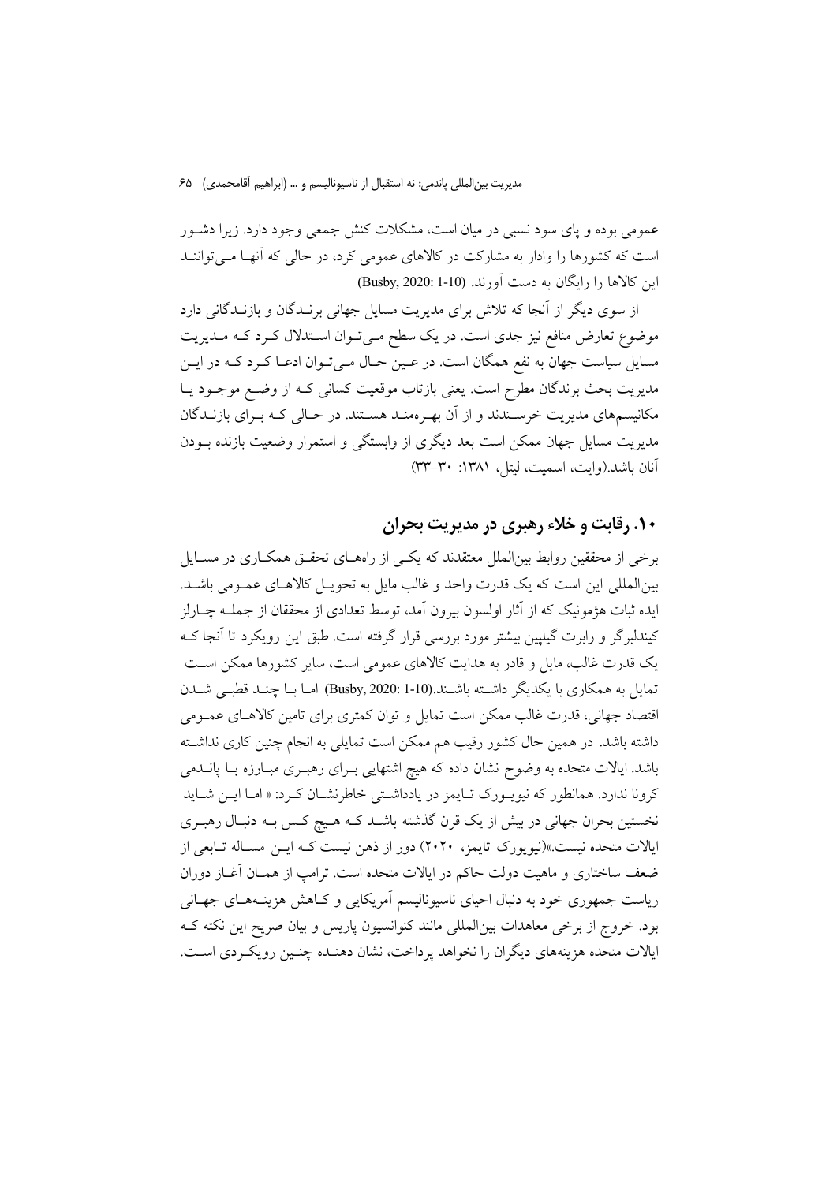عمومی بوده و پای سود نسبی در میان است، مشکلات کنش جمعی وجود دارد. زیرا دشـوار است که کشورها را وادار به مشارکت در کالاهای عمومی کرد، در حالی که آنهـا مـی‌تواننـد این کالاها را رایگان به دست آورند. (Busby, 2020: 1-10)

از سوی دیگر از آنجا که تلاش برای مدیریت مسایل جهانی برنـدگان و بازنـدگانی دارد موضوع تعارض منافع نیز جدی است. در یک سطح مـی‌تـوان اسـتدلال کـرد کـه مـدیریت مسایل سیاست جهان به نفع همگان است. در عـین حـال مـی‌تـوان ادعـا کـرد کـه در ایـن مدیریت بحث برندگان مطرح است. یعنی بازتاب موقعیت کسانی کـه از وضـع موجـود یـا مکانیسم‌های مدیریت خرسـندند و از آن بهـره‌منـد هسـتند. در حـالی کـه بـرای بازنـدگان مدیریت مسایل جهان ممکن است بعد دیگری از وابستگی و استمرار وضعیت بازنده بـودن آنان باشد.(وایت، اسمیت، لیتل، ۱۳۸۱: ۳۰-۳۳)

## ۱۰. رقابت و خلاء رهبری در مدیریت بحران

برخی از محققین روابط بین‌الملل معتقدند که یکـی از راه‌هـای تحقـق همکـاری در مسـایل بین‌المللی این است که یک قدرت واحد و غالب مایل به تحویـل کالاهـای عمـومی باشـد. ایده ثبات هژمونیک که از آثار اولسون بیرون آمد، توسط تعدادی از محققان از جملـه چـارلز کیندلبرگر و رابرت گیلپین بیشتر مورد بررسی قرار گرفته است. طبق این رویکرد تا آنجا کـه یک قدرت غالب، مایل و قادر به هدایت کالاهای عمومی است، سایر کشورها ممکن اسـت تمایل به همکاری با یکدیگر داشـته باشـند.(Busby, 2020: 1-10) امـا بـا چنـد قطبـی شـدن اقتصاد جهانی، قدرت غالب ممکن است تمایل و توان کمتری برای تامین کالاهـای عمـومی داشته باشد. در همین حال کشور رقیب هم ممکن است تمایلی به انجام چنین کاری نداشـته باشد. ایالات متحده به وضوح نشان داده که هیچ اشتهایی بـرای رهبـری مبـارزه بـا پانـدمی کرونا ندارد. همانطور که نیویـورک تـایمز در یادداشـتی خاطرنشـان کـرد: « امـا ایـن شـاید نخستین بحران جهانی در بیش از یک قرن گذشته باشـد کـه هـیچ کـس بـه دنبـال رهبـری ایالات متحده نیست.»(نیویورک تایمز، ۲۰۲۰) دور از ذهن نیست کـه ایـن مسـاله تـابعی از ضعف ساختاری و ماهیت دولت حاکم در ایالات متحده است. ترامپ از همـان آغـاز دوران ریاست جمهوری خود به دنبال احیای ناسیونالیسم آمریکایی و کـاهش هزینـه‌هـای جهـانی بود. خروج از برخی معاهدات بین‌المللی مانند کنوانسیون پاریس و بیان صریح این نکته کـه ایالات متحده هزینه‌های دیگران را نخواهد پرداخت، نشان دهنـده چنـین رویکـردی اسـت.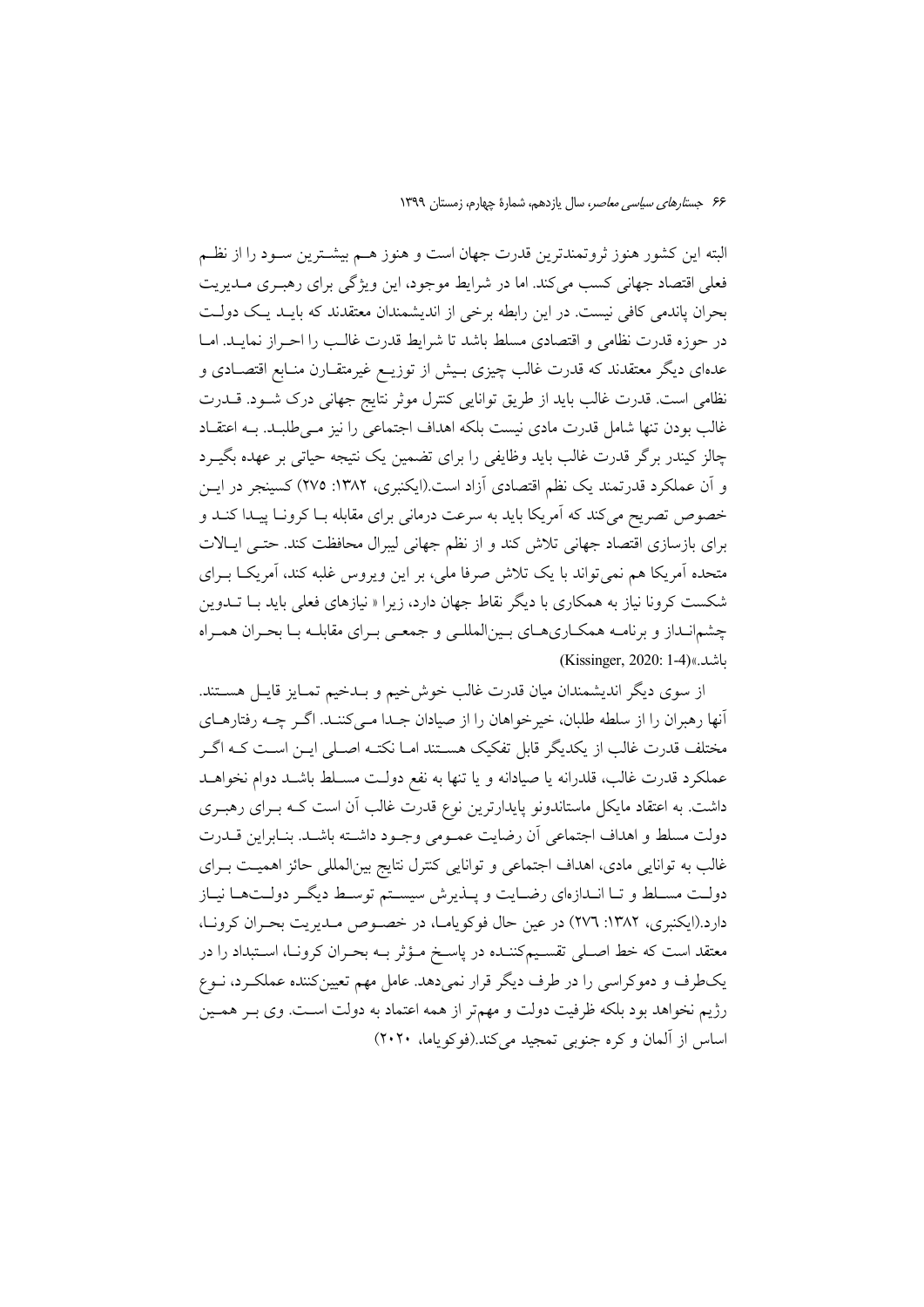البته این کشور هنوز ثروتمندترین قدرت جهان است و هنوز هم بیشترین سود را از نظم فعلی اقتصاد جهانی کسب می‌کند. اما در شرایط موجود، این ویژگی برای رهبری مدیریت بحران پاندمی کافی نیست. در این رابطه برخی از اندیشمندان معتقدند که باید یک دولت در حوزه قدرت نظامی و اقتصادی مسلط باشد تا شرایط قدرت غالب را احراز نماید. اما عده‌ای دیگر معتقدند که قدرت غالب چیزی بیش از توزیع غیرمتقارن منابع اقتصادی و نظامی است. قدرت غالب باید از طریق توانایی کنترل موثر نتایج جهانی درک شود. قدرت غالب بودن تنها شامل قدرت مادی نیست بلکه اهداف اجتماعی را نیز می‌طلبد. به اعتقاد چالز کیندر برگر قدرت غالب باید وظایفی را برای تضمین یک نتیجه حیاتی بر عهده بگیرد و آن عملکرد قدرتمند یک نظم اقتصادی آزاد است.(ایکنبری، ۱۳۸۲: ۲۷۵) کسینجر در این خصوص تصریح می‌کند که آمریکا باید به سرعت درمانی برای مقابله با کرونا پیدا کند و برای بازسازی اقتصاد جهانی تلاش کند و از نظم جهانی لیبرال محافظت کند. حتی ایالات متحده آمریکا هم نمی‌تواند با یک تلاش صرفا ملی، بر این ویروس غلبه کند، آمریکا برای شکست کرونا نیاز به همکاری با دیگر نقاط جهان دارد، زیرا « نیازهای فعلی باید با تدوین چشم‌انداز و برنامه همکاری‌های بین‌المللی و جمعی برای مقابله با بحران همراه باشد.»(Kissinger, 2020: 1-4)

از سوی دیگر اندیشمندان میان قدرت غالب خوش‌خیم و بدخیم تمایز قایل هستند. آنها رهبران را از سلطه طلبان، خیرخواهان را از صیادان جدا می‌کنند. اگر چه رفتارهای مختلف قدرت غالب از یکدیگر قابل تفکیک هستند اما نکته اصلی این است که اگر عملکرد قدرت غالب، قلدرانه یا صیادانه و یا تنها به نفع دولت مسلط باشد دوام نخواهد داشت. به اعتقاد مایکل ماستاندونو پایدارترین نوع قدرت غالب آن است که برای رهبری دولت مسلط و اهداف اجتماعی آن رضایت عمومی وجود داشته باشد. بنابراین قدرت غالب به توانایی مادی، اهداف اجتماعی و توانایی کنترل نتایج بین‌المللی حائز اهمیت برای دولت مسلط و تا اندازه‌ای رضایت و پذیرش سیستم توسط دیگر دولت‌ها نیاز دارد.(ایکنبری، ۱۳۸۲: ۲۷٦) در عین حال فوکویاما، در خصوص مدیریت بحران کرونا، معتقد است که خط اصلی تقسیم‌کننده موثر در پاسخ مؤثر به بحران کرونا، استبداد را در یک‌طرف و دموکراسی را در طرف دیگر قرار نمی‌دهد. عامل مهم تعیین‌کننده عملکرد، نوع رژیم نخواهد بود بلکه ظرفیت دولت و مهم‌تر از همه اعتماد به دولت است. وی بر همین اساس از آلمان و کره جنوبی تمجید می‌کند.(فوکویاما، ۲۰۲۰)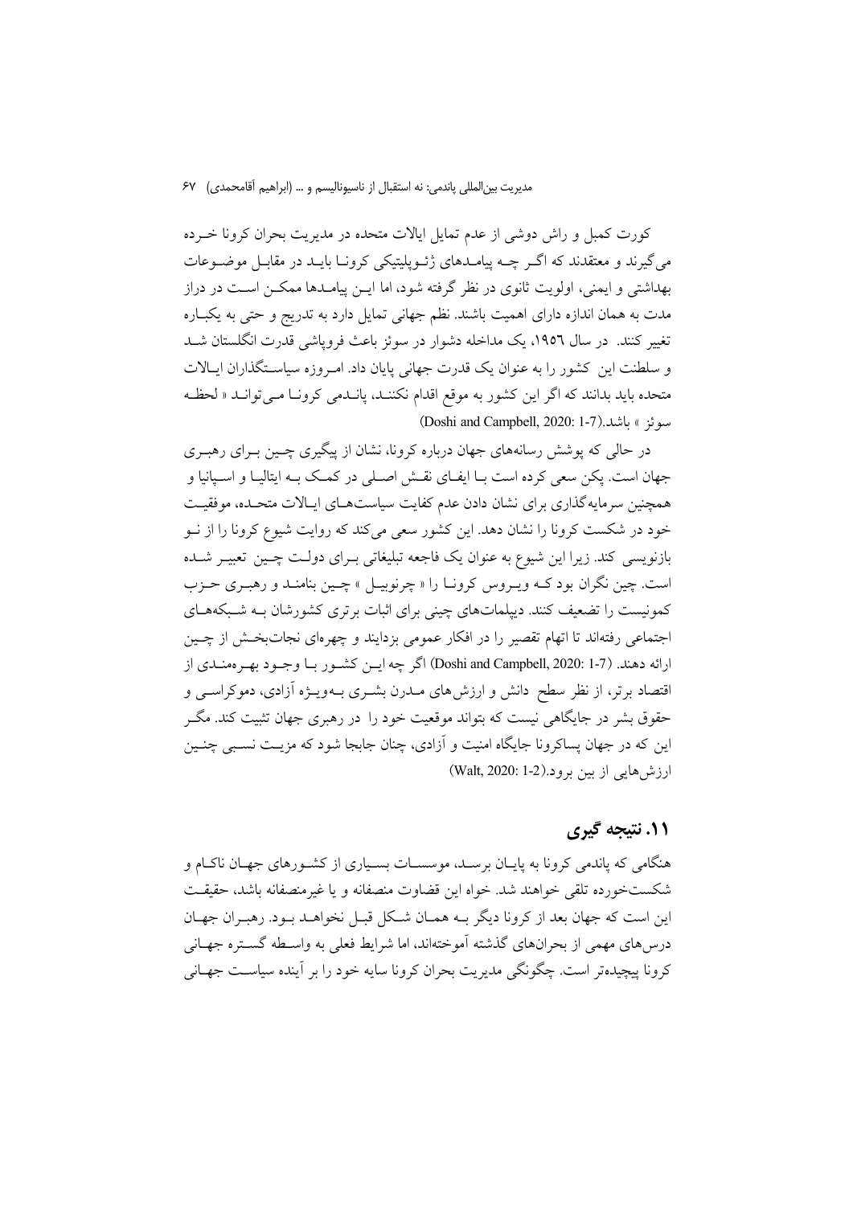کورت کمبل و راش دوشی از عدم تمایل ایالات متحده در مدیریت بحران کرونا خرده می‌گیرند و معتقدند که اگر چه پیامدهای ژئوپلیتیکی کرونا باید در مقابل موضوعات بهداشتی و ایمنی، اولویت ثانوی در نظر گرفته شود، اما این پیامدها ممکن است در دراز مدت به همان اندازه دارای اهمیت باشند. نظم جهانی تمایل دارد به تدریج و حتی به یکباره تغییر کنند. در سال ۱۹۵٦، یک مداخله دشوار در سوئز باعث فروپاشی قدرت انگلستان شد و سلطنت این کشور را به عنوان یک قدرت جهانی پایان داد. امروزه سیاستگذاران ایالات متحده باید بدانند که اگر این کشور به موقع اقدام نکنند، پاندمی کرونا می‌تواند « لحظه سوئز » باشد.(Doshi and Campbell, 2020: 1-7)

در حالی که پوشش رسانه‌های جهان درباره کرونا، نشان از پیگیری چین برای رهبری جهان است. پکن سعی کرده است با ایفای نقش اصلی در کمک به ایتالیا و اسپانیا و همچنین سرمایه‌گذاری برای نشان دادن عدم کفایت سیاست‌های ایالات متحده، موفقیت خود در شکست کرونا را نشان دهد. این کشور سعی می‌کند که روایت شیوع کرونا را از نو بازنویسی کند. زیرا این شیوع به عنوان یک فاجعه تبلیغاتی برای دولت چین تعبیر شده است. چین نگران بود که ویروس کرونا را « چرنوبیل » چین بنامند و رهبری حزب کمونیست را تضعیف کنند. دیپلمات‌های چینی برای اثبات برتری کشورشان به شبکه‌های اجتماعی رفته‌اند تا اتهام تقصیر را در افکار عمومی بزدایند و چهره‌ای نجات‌بخش از چین ارائه دهند. (Doshi and Campbell, 2020: 1-7) اگر چه این کشور با وجود بهره‌مندی از اقتصاد برتر، از نظر سطح دانش و ارزش‌های مدرن بشری به‌ویژه آزادی، دموکراسی و حقوق بشر در جایگاهی نیست که بتواند موقعیت خود را در رهبری جهان تثبیت کند. مگر این که در جهان پساکرونا جایگاه امنیت و آزادی، چنان جابجا شود که مزیت نسبی چنین ارزش‌هایی از بین برود.(Walt, 2020: 1-2)

## ۱۱. نتیجه گیری

هنگامی که پاندمی کرونا به پایان برسد، موسسات بسیاری از کشورهای جهان ناکام و شکست‌خورده تلقی خواهند شد. خواه این قضاوت منصفانه و یا غیرمنصفانه باشد، حقیقت این است که جهان بعد از کرونا دیگر به همان شکل قبل نخواهد بود. رهبران جهان درس‌های مهمی از بحران‌های گذشته آموخته‌اند، اما شرایط فعلی به واسطه گستره جهانی کرونا پیچیده‌تر است. چگونگی مدیریت بحران کرونا سایه خود را بر آینده سیاست جهانی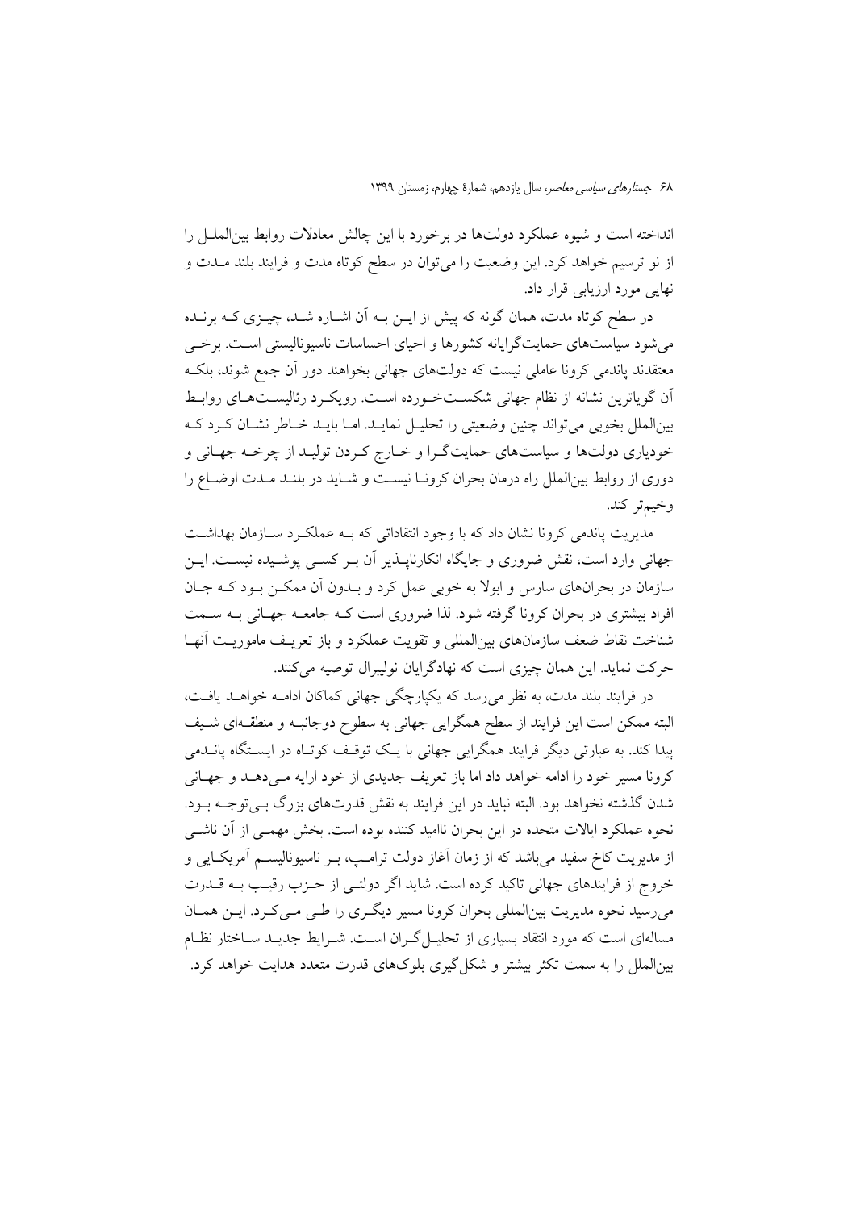انداخته است و شیوه عملکرد دولت‌ها در برخورد با این چالش معادلات روابط بین‌الملل را از نو ترسیم خواهد کرد. این وضعیت را می‌توان در سطح کوتاه مدت و فرایند بلند مدت و نهایی مورد ارزیابی قرار داد.

در سطح کوتاه مدت، همان گونه که پیش از این به آن اشاره شد، چیزی که برنده می‌شود سیاست‌های حمایت‌گرایانه کشورها و احیای احساسات ناسیونالیستی است. برخی معتقدند پاندمی کرونا عاملی نیست که دولت‌های جهانی بخواهند دور آن جمع شوند، بلکه آن گویاترین نشانه از نظام جهانی شکست‌خورده است. رویکرد رئالیست‌های روابط بین‌الملل بخوبی می‌تواند چنین وضعیتی را تحلیل نماید. اما باید خاطر نشان کرد که خودیاری دولت‌ها و سیاست‌های حمایت‌گرا و خارج کردن تولید از چرخه جهانی و دوری از روابط بین‌الملل راه درمان بحران کرونا نیست و شاید در بلند مدت اوضاع را وخیم‌تر کند.

مدیریت پاندمی کرونا نشان داد که با وجود انتقاداتی که به عملکرد سازمان بهداشت جهانی وارد است، نقش ضروری و جایگاه انکارناپذیر آن بر کسی پوشیده نیست. این سازمان در بحران‌های سارس و ابولا به خوبی عمل کرد و بدون آن ممکن بود که جان افراد بیشتری در بحران کرونا گرفته شود. لذا ضروری است که جامعه جهانی به سمت شناخت نقاط ضعف سازمان‌های بین‌المللی و تقویت عملکرد و باز تعریف ماموریت آنها حرکت نماید. این همان چیزی است که نهادگرایان نولیبرال توصیه می‌کنند.

در فرایند بلند مدت، به نظر می‌رسد که یکپارچگی جهانی کماکان ادامه خواهد یافت، البته ممکن است این فرایند از سطح همگرایی جهانی به سطوح دوجانبه و منطقه‌ای شیف پیدا کند. به عبارتی دیگر فرایند همگرایی جهانی با یک توقف کوتاه در ایستگاه پاندمی کرونا مسیر خود را ادامه خواهد داد اما باز تعریف جدیدی از خود ارایه می‌دهد و جهانی شدن گذشته نخواهد بود. البته نباید در این فرایند به نقش قدرت‌های بزرگ بی‌توجه بود. نحوه عملکرد ایالات متحده در این بحران ناامید کننده بوده است. بخش مهمی از آن ناشی از مدیریت کاخ سفید می‌باشد که از زمان آغاز دولت ترامپ، بر ناسیونالیسم آمریکایی و خروج از فرایندهای جهانی تاکید کرده است. شاید اگر دولتی از حزب رقیب به قدرت می‌رسید نحوه مدیریت بین‌المللی بحران کرونا مسیر دیگری را طی می‌کرد. این همان مساله‌ای است که مورد انتقاد بسیاری از تحلیل‌گران است. شرایط جدید ساختار نظام بین‌الملل را به سمت تکثر بیشتر و شکل‌گیری بلوک‌های قدرت متعدد هدایت خواهد کرد.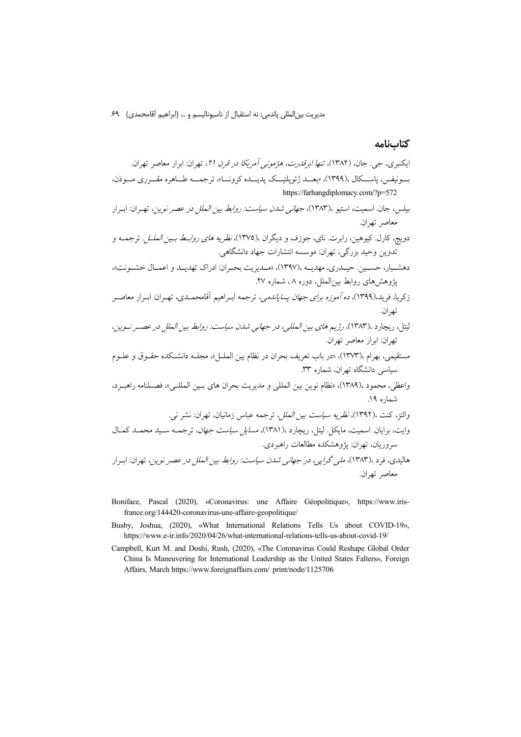## کتاب‌نامه

ایکنبری، جی. جان، (۱۳۸۲)، *تنها ابرقدرت، هژمونی آمریکا در قرن ۲۱*، تهران: ابرار معاصر تهران.

بونیفس، پاسکال ،(۱۳۹۹)، «بعد ژئوپلتیک پدیده کرونا»، ترجمه طاهره مقرری موذن، https://farhangdiplomacy.com/?p=572

بیلس، جان. اسمیت، استیو ،(۱۳۸۳)، *جهانی شدن سیاست: روابط بین الملل در عصر نوین*، تهران: ابرار معاصر تهران.

دویچ، کارل. کیوهین، رابرت. نای، جوزف و دیگران ،(۱۳۷۵)، *نظریه های روابط بین الملل*. ترجمه و تدوین وحید بزرگی، تهران: موسسه انتشارات جهاد دانشگاهی.

دهشیار، حسین. حیدری، مهدیه ،(۱۳۹۷)، «مدیریت بحران: ادراک تهدید و اعمال خشونت»، پژوهش‌های روابط بین‌الملل، دوره ۸ ، شماره ۲۷.

زکریا، فرید،(۱۳۹۹)، *ده آموزه برای جهان پساپاندمی*، ترجمه ابراهیم آقامحمدی، تهران: ابرار معاصر تهران.

لیتل، ریچارد ،(۱۳۸۳)، *رژیم های بین المللی، در جهانی شدن سیاست: روابط بین الملل در عصر نوین*، تهران: ابرار معاصر تهران.

مستقیمی، بهرام ،(۱۳۷۳)، «در باب تعریف بحران در نظام بین الملل»، مجله دانشکده حقوق و علوم سیاسی دانشگاه تهران، شماره ۳۳.

واعظی، محمود ،(۱۳۸۹)، «نظام نوین بین المللی و مدیریت بحران های بین المللی»، فصلنامه راهبرد، شماره ۱۹.

والتز، کنت ،(۱۳۹۲)، *نظریه سیاست بین الملل*، ترجمه عباس زمانیان، تهران: نشر نی.

وایت، برایان. اسمیت، مایکل. لیتل، ریچارد ،(۱۳۸۱)، *مسایل سیاست جهان*، ترجمه سید محمد کمال سروریان، تهران: پژوهشکده مطالعات راهبردی.

هالیدی، فرد ،(۱۳۸۳)، *ملی گرایی، در جهانی شدن سیاست: روابط بین الملل در عصر نوین*، تهران: ابرار معاصر تهران.

Boniface, Pascal (2020), «Coronavirus: une Affaire Géopolitique», https://www.iris-france.org/144420-coronavirus-une-affaire-geopolitique/

Busby, Joshua, (2020), «What International Relations Tells Us about COVID-19», https://www.e-ir.info/2020/04/26/what-international-relations-tells-us-about-covid-19/

Campbell, Kurt M. and Doshi, Rush, (2020), «The Coronavirus Could Reshape Global Order China Is Maneuvering for International Leadership as the United States Falters», Foreign Affairs, March https://www.foreignaffairs.com/ print/node/1125706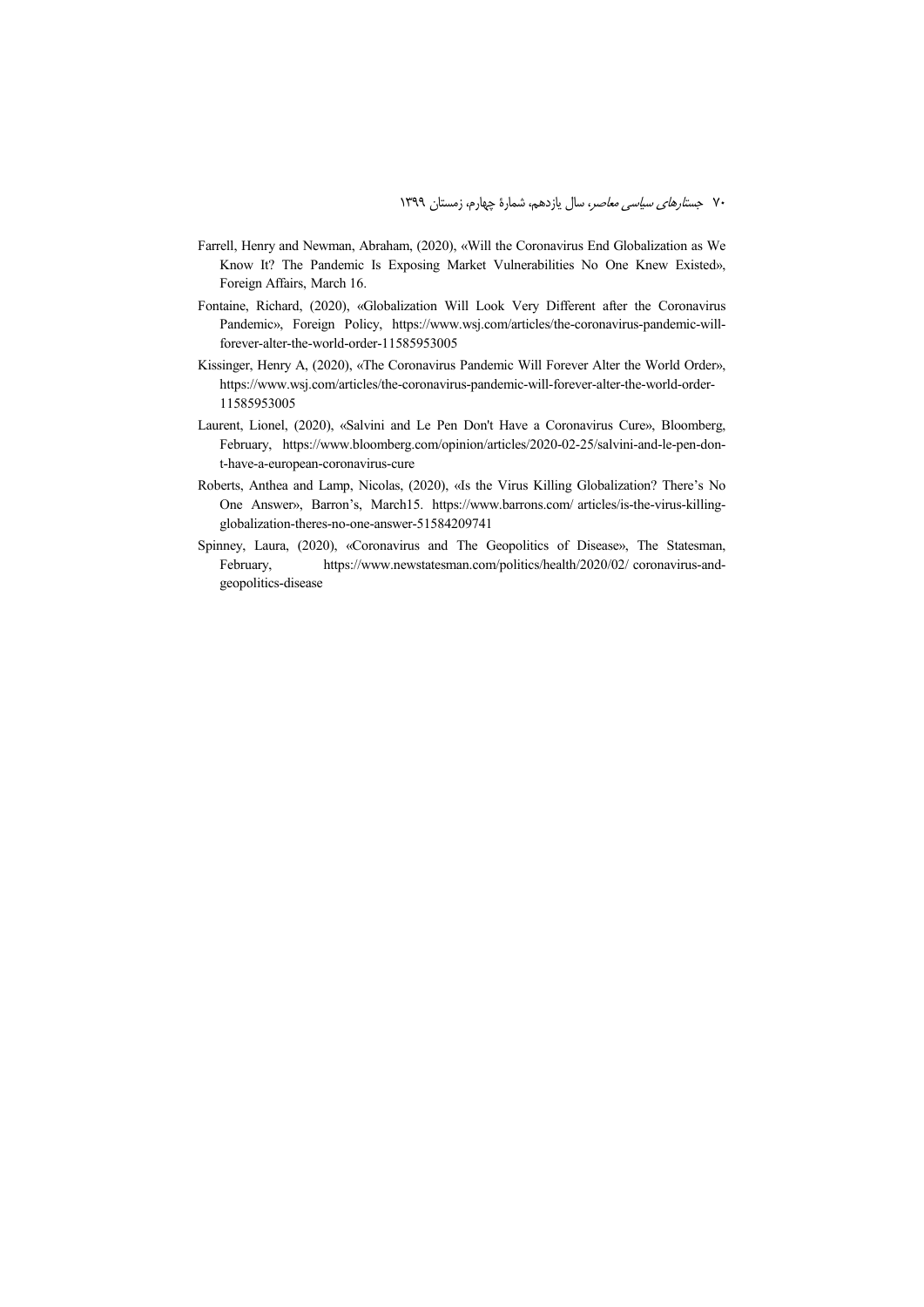Farrell, Henry and Newman, Abraham, (2020), «Will the Coronavirus End Globalization as We Know It? The Pandemic Is Exposing Market Vulnerabilities No One Knew Existed», Foreign Affairs, March 16.

Fontaine, Richard, (2020), «Globalization Will Look Very Different after the Coronavirus Pandemic», Foreign Policy, https://www.wsj.com/articles/the-coronavirus-pandemic-will-forever-alter-the-world-order-11585953005

Kissinger, Henry A, (2020), «The Coronavirus Pandemic Will Forever Alter the World Order», https://www.wsj.com/articles/the-coronavirus-pandemic-will-forever-alter-the-world-order-11585953005

Laurent, Lionel, (2020), «Salvini and Le Pen Don't Have a Coronavirus Cure», Bloomberg, February, https://www.bloomberg.com/opinion/articles/2020-02-25/salvini-and-le-pen-don-t-have-a-european-coronavirus-cure

Roberts, Anthea and Lamp, Nicolas, (2020), «Is the Virus Killing Globalization? There's No One Answer», Barron's, March15. https://www.barrons.com/ articles/is-the-virus-killing-globalization-theres-no-one-answer-51584209741

Spinney, Laura, (2020), «Coronavirus and The Geopolitics of Disease», The Statesman, February, https://www.newstatesman.com/politics/health/2020/02/ coronavirus-and-geopolitics-disease